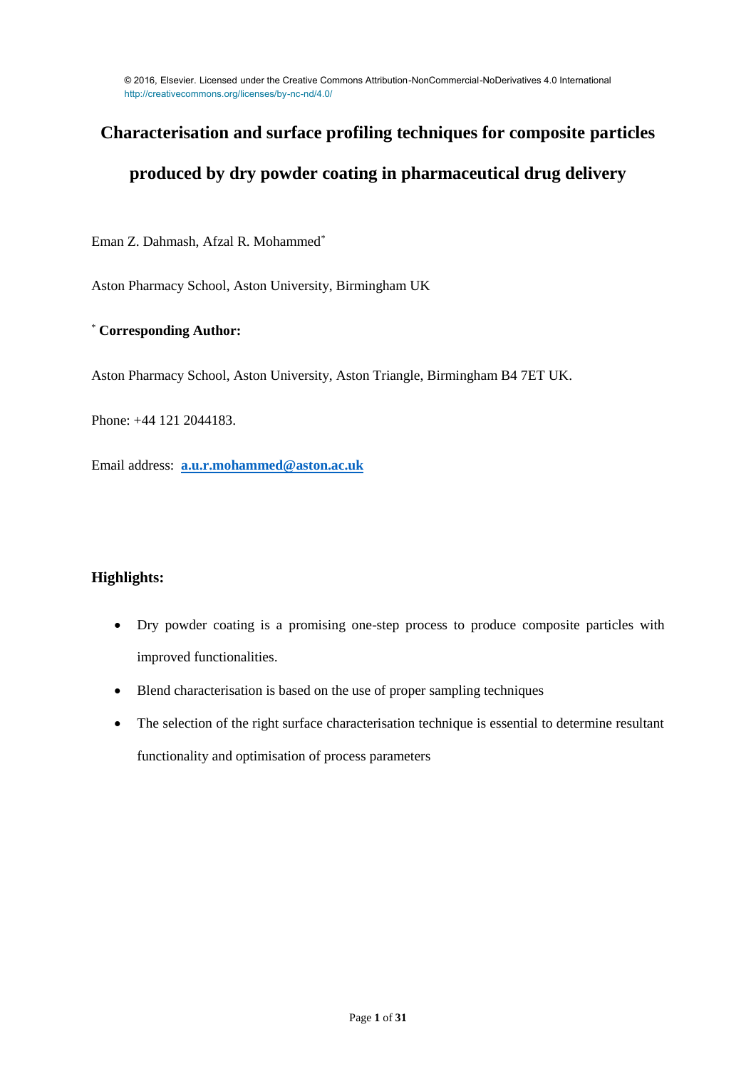© 2016, Elsevier. Licensed under the Creative Commons Attribution-NonCommercial-NoDerivatives 4.0 International http://creativecommons.org/licenses/by-nc-nd/4.0/

# Characterisation and surface profiling techniques for composite particles produced by dry powder coating in pharmaceutical drug delivery

Eman Z. Dahmash, Afzal R. Mohammed*

Aston Pharmacy School, Aston University, Birmingham UK

\* **Corresponding Author:**

Aston Pharmacy School, Aston University, Aston Triangle, Birmingham B4 7ET UK.

Phone: +44 121 2044183.

Email address: **a.u.r.mohammed@aston.ac.uk**

## Highlights:

- Dry powder coating is a promising one-step process to produce composite particles with improved functionalities.
- Blend characterisation is based on the use of proper sampling techniques
- The selection of the right surface characterisation technique is essential to determine resultant functionality and optimisation of process parameters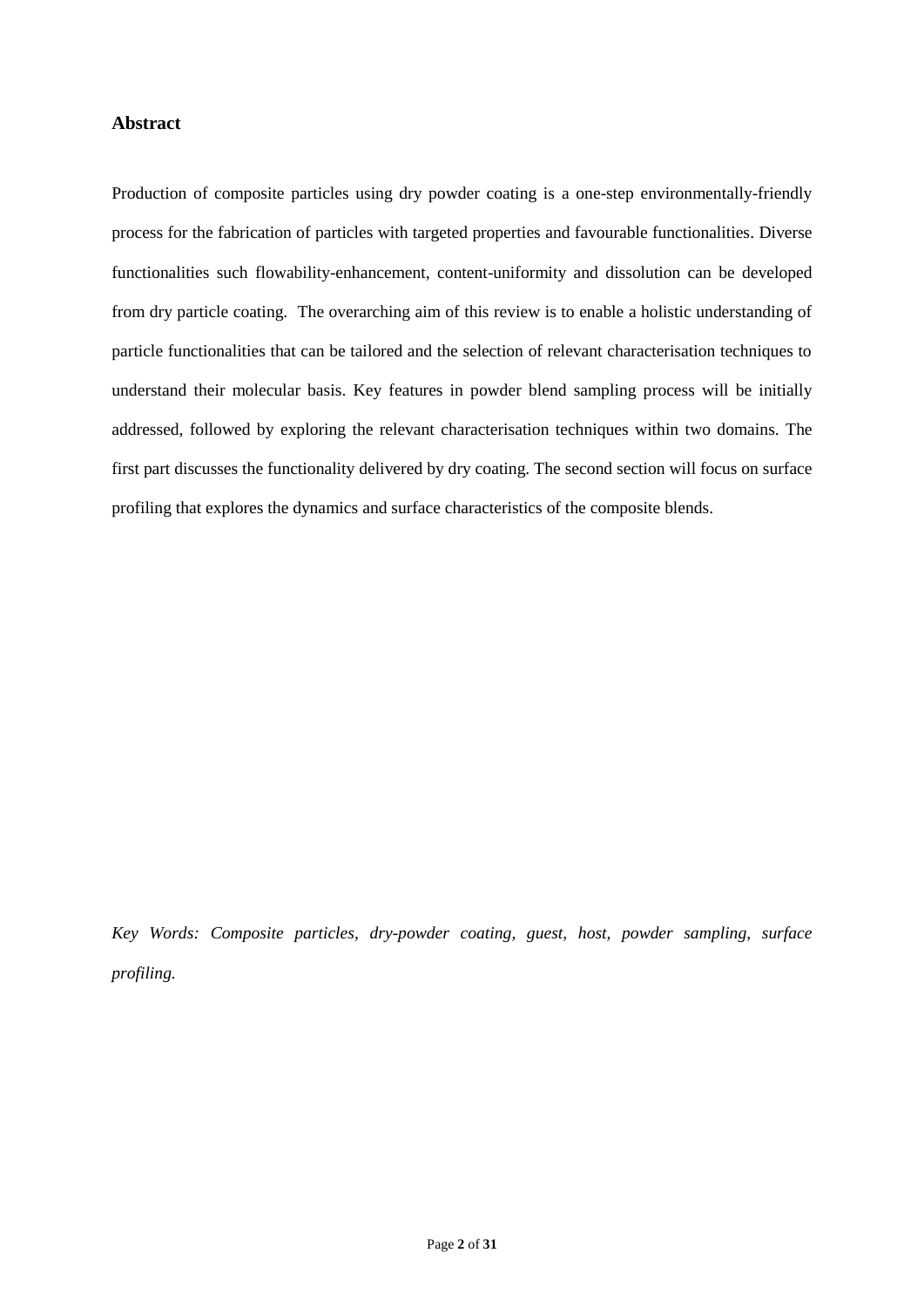## Abstract

Production of composite particles using dry powder coating is a one-step environmentally-friendly process for the fabrication of particles with targeted properties and favourable functionalities. Diverse functionalities such flowability-enhancement, content-uniformity and dissolution can be developed from dry particle coating. The overarching aim of this review is to enable a holistic understanding of particle functionalities that can be tailored and the selection of relevant characterisation techniques to understand their molecular basis. Key features in powder blend sampling process will be initially addressed, followed by exploring the relevant characterisation techniques within two domains. The first part discusses the functionality delivered by dry coating. The second section will focus on surface profiling that explores the dynamics and surface characteristics of the composite blends.

*Key Words: Composite particles, dry-powder coating, guest, host, powder sampling, surface profiling.*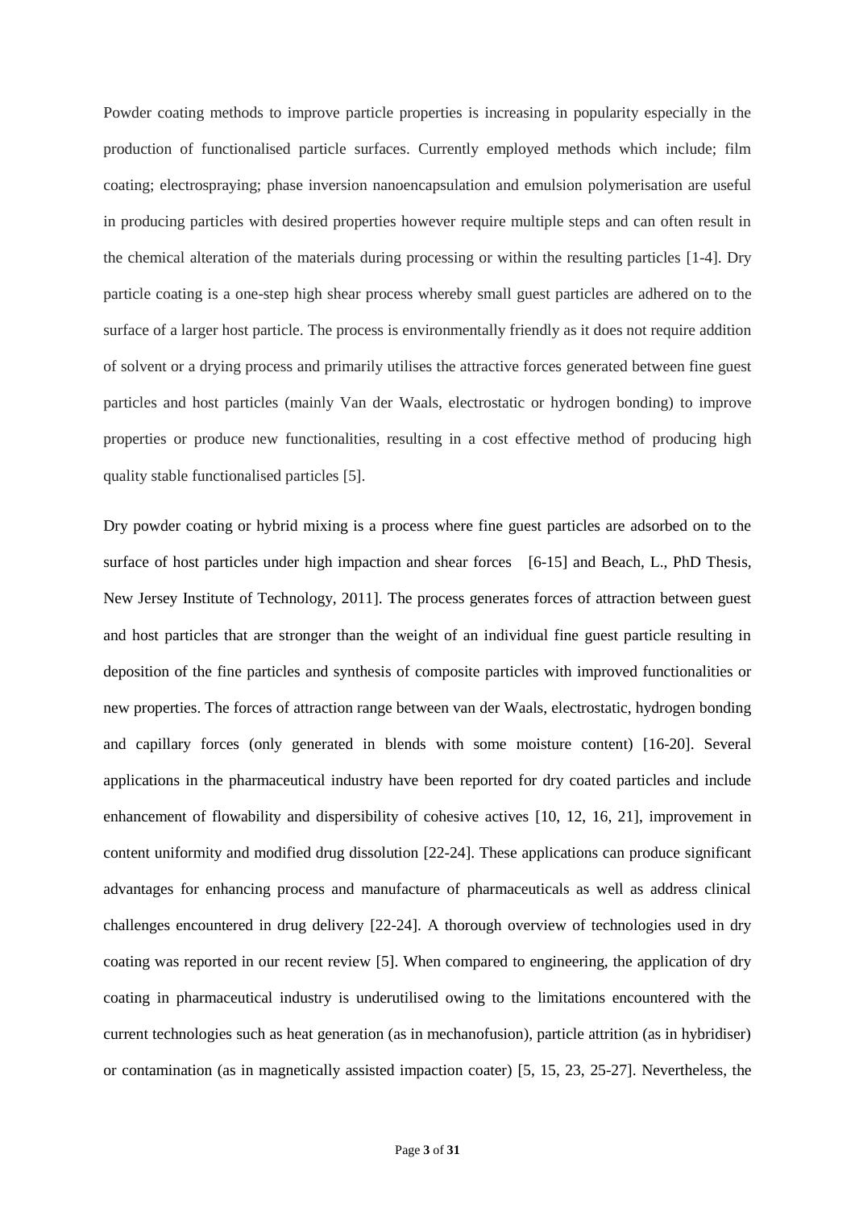Powder coating methods to improve particle properties is increasing in popularity especially in the production of functionalised particle surfaces. Currently employed methods which include; film coating; electrospraying; phase inversion nanoencapsulation and emulsion polymerisation are useful in producing particles with desired properties however require multiple steps and can often result in the chemical alteration of the materials during processing or within the resulting particles [1-4]. Dry particle coating is a one-step high shear process whereby small guest particles are adhered on to the surface of a larger host particle. The process is environmentally friendly as it does not require addition of solvent or a drying process and primarily utilises the attractive forces generated between fine guest particles and host particles (mainly Van der Waals, electrostatic or hydrogen bonding) to improve properties or produce new functionalities, resulting in a cost effective method of producing high quality stable functionalised particles [5].

Dry powder coating or hybrid mixing is a process where fine guest particles are adsorbed on to the surface of host particles under high impaction and shear forces [6-15] and Beach, L., PhD Thesis, New Jersey Institute of Technology, 2011]. The process generates forces of attraction between guest and host particles that are stronger than the weight of an individual fine guest particle resulting in deposition of the fine particles and synthesis of composite particles with improved functionalities or new properties. The forces of attraction range between van der Waals, electrostatic, hydrogen bonding and capillary forces (only generated in blends with some moisture content) [16-20]. Several applications in the pharmaceutical industry have been reported for dry coated particles and include enhancement of flowability and dispersibility of cohesive actives [10, 12, 16, 21], improvement in content uniformity and modified drug dissolution [22-24]. These applications can produce significant advantages for enhancing process and manufacture of pharmaceuticals as well as address clinical challenges encountered in drug delivery [22-24]. A thorough overview of technologies used in dry coating was reported in our recent review [5]. When compared to engineering, the application of dry coating in pharmaceutical industry is underutilised owing to the limitations encountered with the current technologies such as heat generation (as in mechanofusion), particle attrition (as in hybridiser) or contamination (as in magnetically assisted impaction coater) [5, 15, 23, 25-27]. Nevertheless, the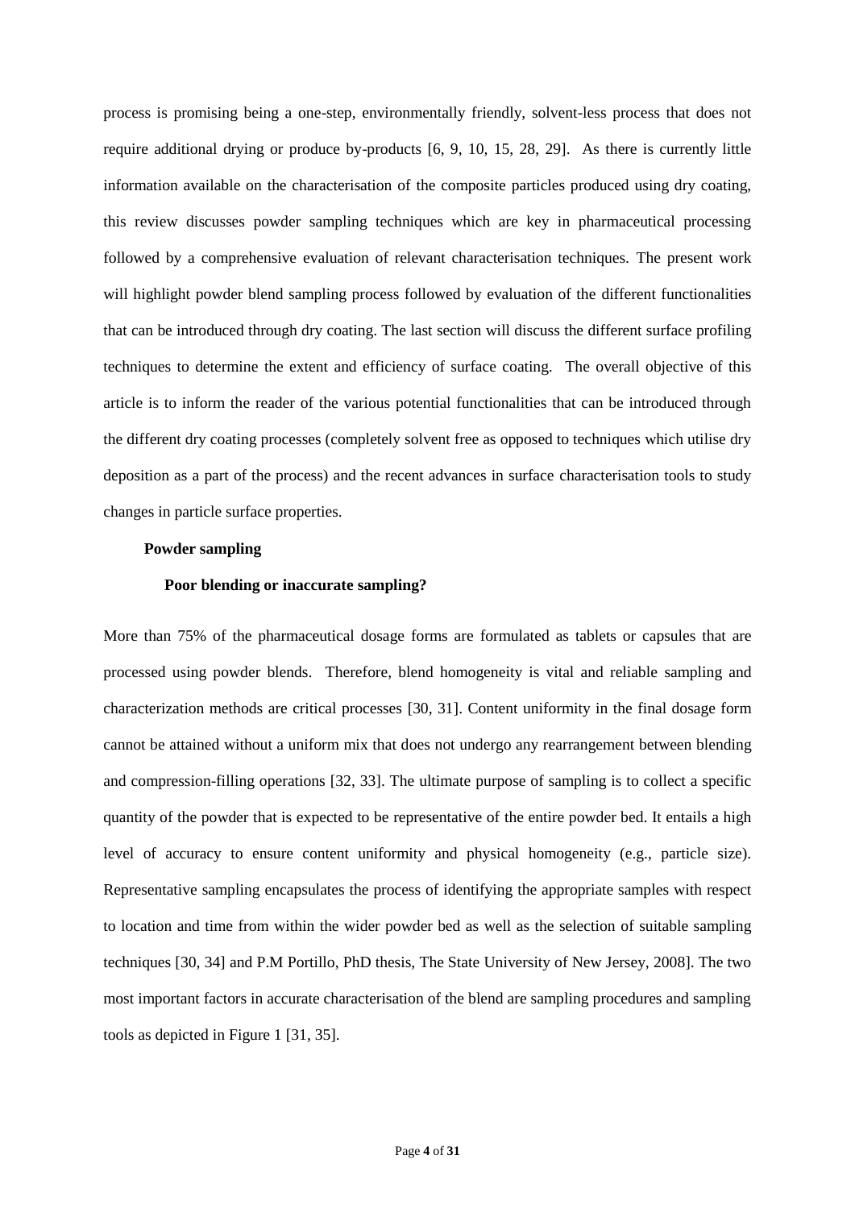process is promising being a one-step, environmentally friendly, solvent-less process that does not require additional drying or produce by-products [6, 9, 10, 15, 28, 29]. As there is currently little information available on the characterisation of the composite particles produced using dry coating, this review discusses powder sampling techniques which are key in pharmaceutical processing followed by a comprehensive evaluation of relevant characterisation techniques. The present work will highlight powder blend sampling process followed by evaluation of the different functionalities that can be introduced through dry coating. The last section will discuss the different surface profiling techniques to determine the extent and efficiency of surface coating. The overall objective of this article is to inform the reader of the various potential functionalities that can be introduced through the different dry coating processes (completely solvent free as opposed to techniques which utilise dry deposition as a part of the process) and the recent advances in surface characterisation tools to study changes in particle surface properties.

## Powder sampling

### Poor blending or inaccurate sampling?

More than 75% of the pharmaceutical dosage forms are formulated as tablets or capsules that are processed using powder blends. Therefore, blend homogeneity is vital and reliable sampling and characterization methods are critical processes [30, 31]. Content uniformity in the final dosage form cannot be attained without a uniform mix that does not undergo any rearrangement between blending and compression-filling operations [32, 33]. The ultimate purpose of sampling is to collect a specific quantity of the powder that is expected to be representative of the entire powder bed. It entails a high level of accuracy to ensure content uniformity and physical homogeneity (e.g., particle size). Representative sampling encapsulates the process of identifying the appropriate samples with respect to location and time from within the wider powder bed as well as the selection of suitable sampling techniques [30, 34] and P.M Portillo, PhD thesis, The State University of New Jersey, 2008]. The two most important factors in accurate characterisation of the blend are sampling procedures and sampling tools as depicted in Figure 1 [31, 35].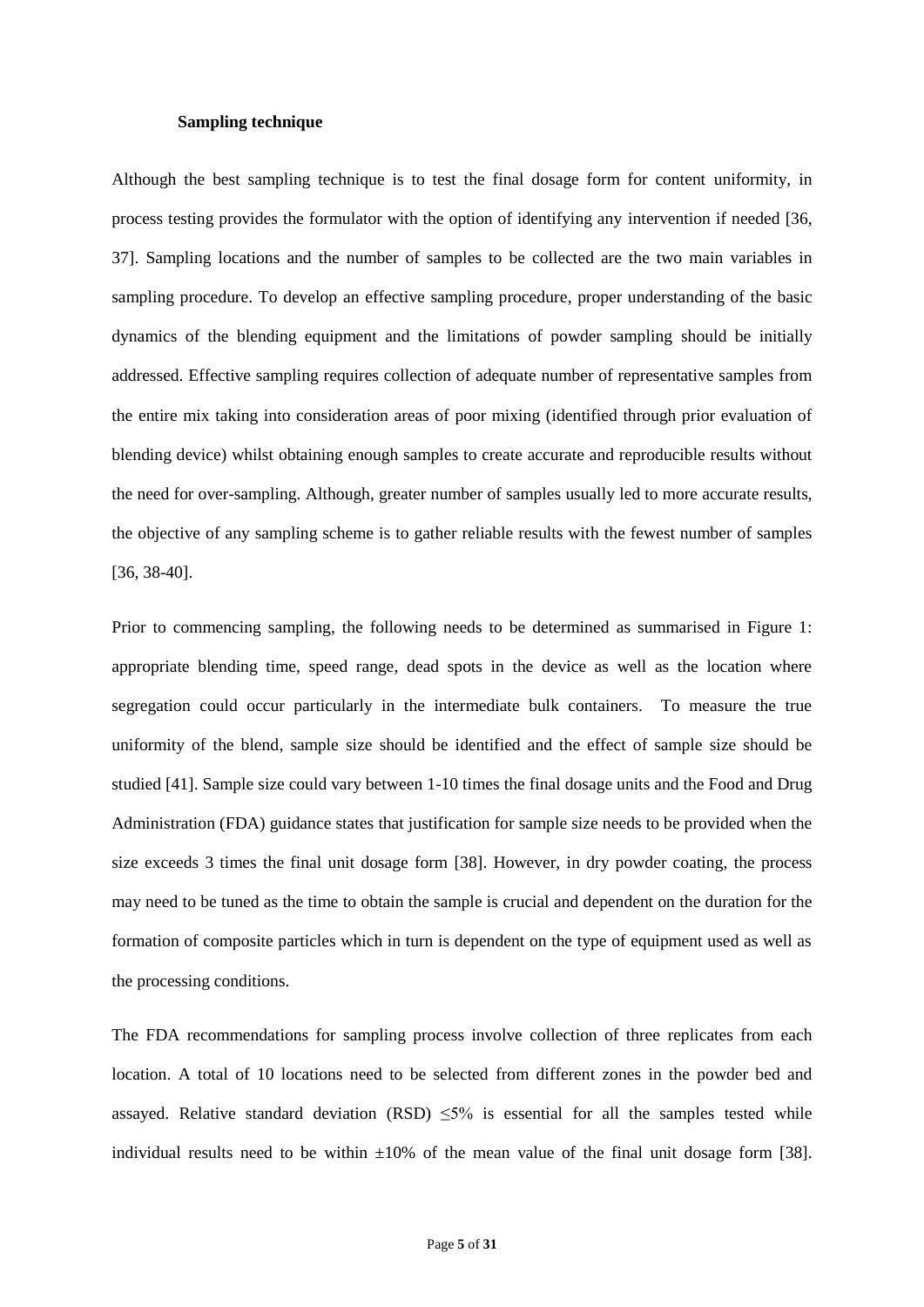**Sampling technique**

Although the best sampling technique is to test the final dosage form for content uniformity, in process testing provides the formulator with the option of identifying any intervention if needed [36, 37]. Sampling locations and the number of samples to be collected are the two main variables in sampling procedure. To develop an effective sampling procedure, proper understanding of the basic dynamics of the blending equipment and the limitations of powder sampling should be initially addressed. Effective sampling requires collection of adequate number of representative samples from the entire mix taking into consideration areas of poor mixing (identified through prior evaluation of blending device) whilst obtaining enough samples to create accurate and reproducible results without the need for over-sampling. Although, greater number of samples usually led to more accurate results, the objective of any sampling scheme is to gather reliable results with the fewest number of samples [36, 38-40].

Prior to commencing sampling, the following needs to be determined as summarised in Figure 1: appropriate blending time, speed range, dead spots in the device as well as the location where segregation could occur particularly in the intermediate bulk containers. To measure the true uniformity of the blend, sample size should be identified and the effect of sample size should be studied [41]. Sample size could vary between 1-10 times the final dosage units and the Food and Drug Administration (FDA) guidance states that justification for sample size needs to be provided when the size exceeds 3 times the final unit dosage form [38]. However, in dry powder coating, the process may need to be tuned as the time to obtain the sample is crucial and dependent on the duration for the formation of composite particles which in turn is dependent on the type of equipment used as well as the processing conditions.

The FDA recommendations for sampling process involve collection of three replicates from each location. A total of 10 locations need to be selected from different zones in the powder bed and assayed. Relative standard deviation (RSD) $\leq$5% is essential for all the samples tested while individual results need to be within $\pm$10% of the mean value of the final unit dosage form [38].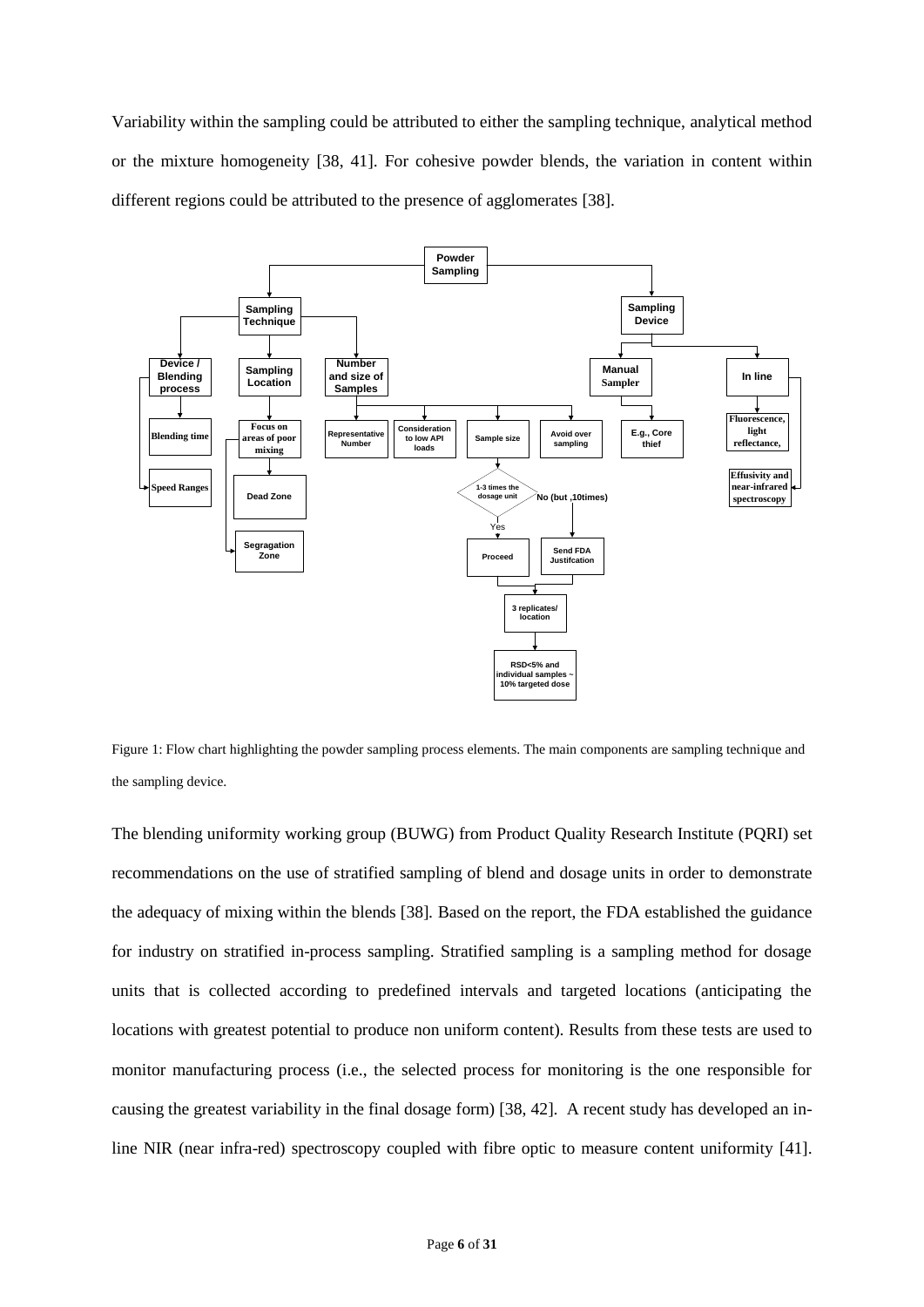Variability within the sampling could be attributed to either the sampling technique, analytical method or the mixture homogeneity [38, 41]. For cohesive powder blends, the variation in content within different regions could be attributed to the presence of agglomerates [38].

Figure 1: Flow chart highlighting the powder sampling process elements. The main components are sampling technique and the sampling device.

The blending uniformity working group (BUWG) from Product Quality Research Institute (PQRI) set recommendations on the use of stratified sampling of blend and dosage units in order to demonstrate the adequacy of mixing within the blends [38]. Based on the report, the FDA established the guidance for industry on stratified in-process sampling. Stratified sampling is a sampling method for dosage units that is collected according to predefined intervals and targeted locations (anticipating the locations with greatest potential to produce non uniform content). Results from these tests are used to monitor manufacturing process (i.e., the selected process for monitoring is the one responsible for causing the greatest variability in the final dosage form) [38, 42]. A recent study has developed an in-line NIR (near infra-red) spectroscopy coupled with fibre optic to measure content uniformity [41].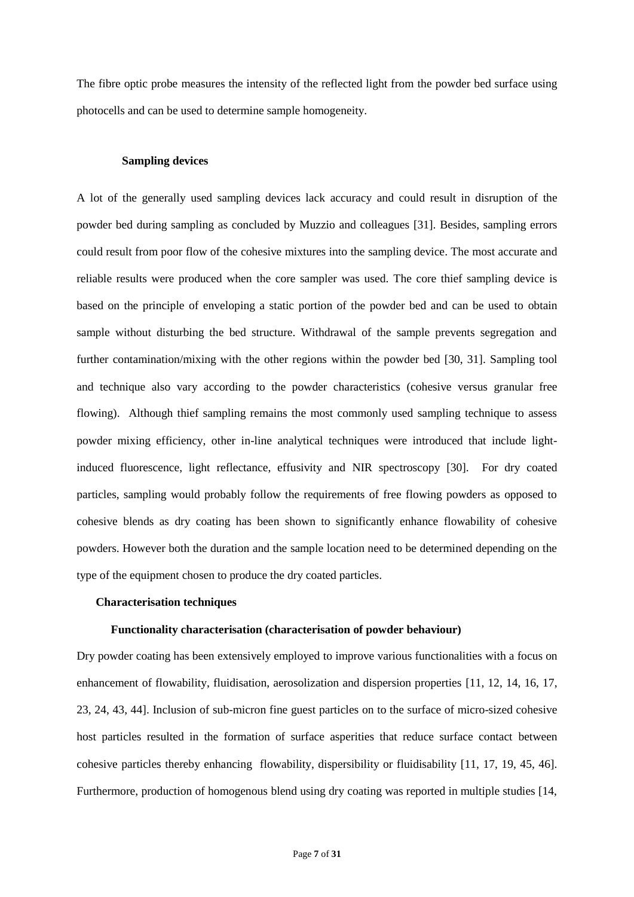The fibre optic probe measures the intensity of the reflected light from the powder bed surface using photocells and can be used to determine sample homogeneity.

### Sampling devices

A lot of the generally used sampling devices lack accuracy and could result in disruption of the powder bed during sampling as concluded by Muzzio and colleagues [31]. Besides, sampling errors could result from poor flow of the cohesive mixtures into the sampling device. The most accurate and reliable results were produced when the core sampler was used. The core thief sampling device is based on the principle of enveloping a static portion of the powder bed and can be used to obtain sample without disturbing the bed structure. Withdrawal of the sample prevents segregation and further contamination/mixing with the other regions within the powder bed [30, 31]. Sampling tool and technique also vary according to the powder characteristics (cohesive versus granular free flowing). Although thief sampling remains the most commonly used sampling technique to assess powder mixing efficiency, other in-line analytical techniques were introduced that include light-induced fluorescence, light reflectance, effusivity and NIR spectroscopy [30]. For dry coated particles, sampling would probably follow the requirements of free flowing powders as opposed to cohesive blends as dry coating has been shown to significantly enhance flowability of cohesive powders. However both the duration and the sample location need to be determined depending on the type of the equipment chosen to produce the dry coated particles.

## Characterisation techniques

### Functionality characterisation (characterisation of powder behaviour)

Dry powder coating has been extensively employed to improve various functionalities with a focus on enhancement of flowability, fluidisation, aerosolization and dispersion properties [11, 12, 14, 16, 17, 23, 24, 43, 44]. Inclusion of sub-micron fine guest particles on to the surface of micro-sized cohesive host particles resulted in the formation of surface asperities that reduce surface contact between cohesive particles thereby enhancing flowability, dispersibility or fluidisability [11, 17, 19, 45, 46]. Furthermore, production of homogenous blend using dry coating was reported in multiple studies [14,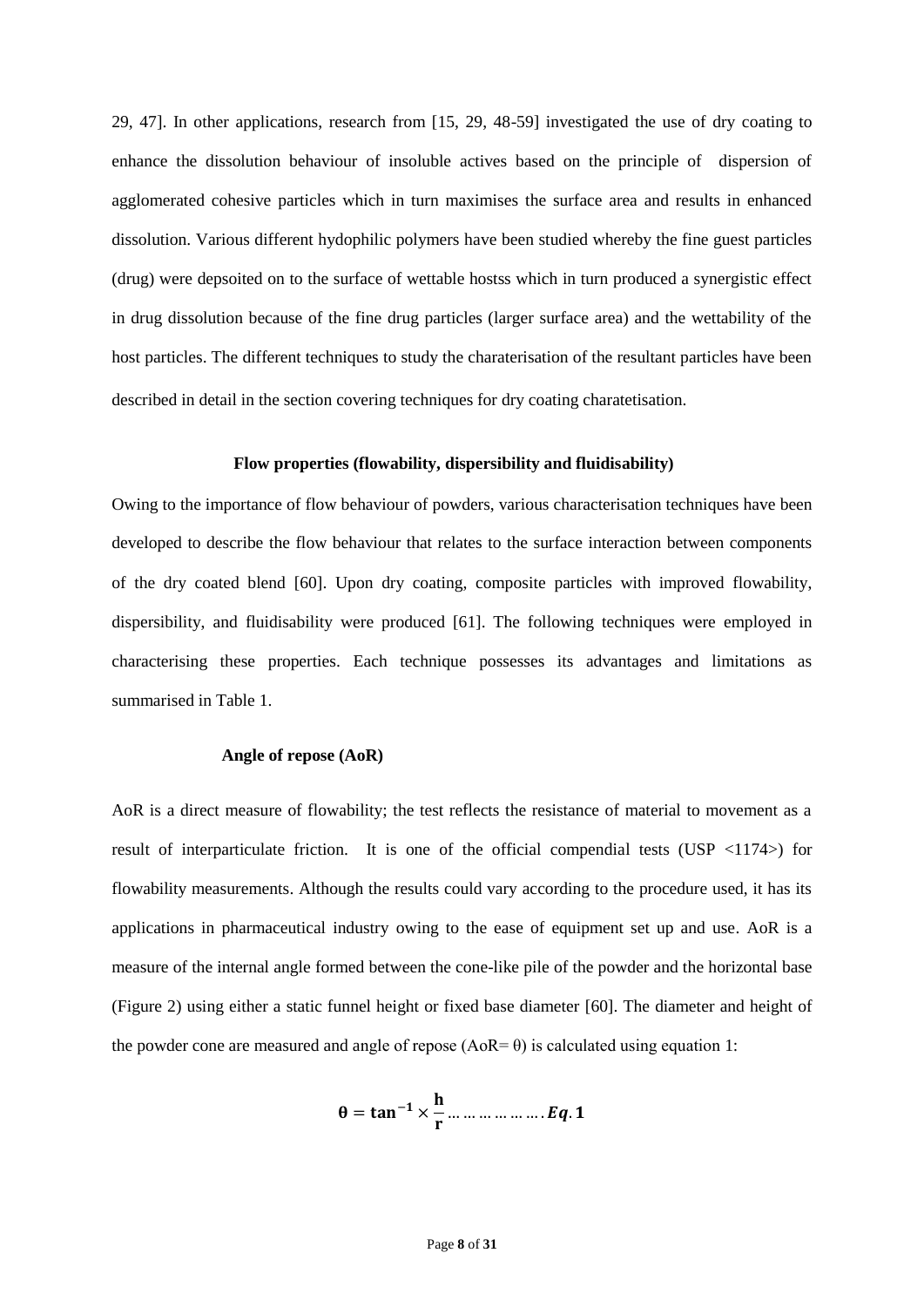29, 47]. In other applications, research from [15, 29, 48-59] investigated the use of dry coating to enhance the dissolution behaviour of insoluble actives based on the principle of dispersion of agglomerated cohesive particles which in turn maximises the surface area and results in enhanced dissolution. Various different hydophilic polymers have been studied whereby the fine guest particles (drug) were depsoited on to the surface of wettable hostss which in turn produced a synergistic effect in drug dissolution because of the fine drug particles (larger surface area) and the wettability of the host particles. The different techniques to study the charaterisation of the resultant particles have been described in detail in the section covering techniques for dry coating charatetisation.

## Flow properties (flowability, dispersibility and fluidisability)

Owing to the importance of flow behaviour of powders, various characterisation techniques have been developed to describe the flow behaviour that relates to the surface interaction between components of the dry coated blend [60]. Upon dry coating, composite particles with improved flowability, dispersibility, and fluidisability were produced [61]. The following techniques were employed in characterising these properties. Each technique possesses its advantages and limitations as summarised in Table 1.

### Angle of repose (AoR)

AoR is a direct measure of flowability; the test reflects the resistance of material to movement as a result of interparticulate friction. It is one of the official compendial tests (USP <1174>) for flowability measurements. Although the results could vary according to the procedure used, it has its applications in pharmaceutical industry owing to the ease of equipment set up and use. AoR is a measure of the internal angle formed between the cone-like pile of the powder and the horizontal base (Figure 2) using either a static funnel height or fixed base diameter [60]. The diameter and height of the powder cone are measured and angle of repose (AoR= θ) is calculated using equation 1:

$$\boldsymbol{\theta = \tan^{-1} \times \frac{h}{r}} \ldots\ldots\ldots\ldots\ldots\ldots . \boldsymbol{Eq. 1}$$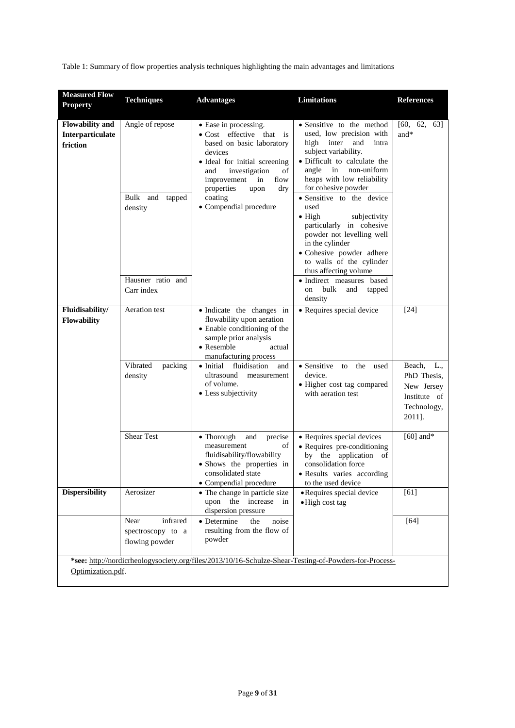Table 1: Summary of flow properties analysis techniques highlighting the main advantages and limitations

| Measured Flow Property | Techniques | Advantages | Limitations | References |
|---|---|---|---|---|
| **Flowability and Interparticulate friction** | Angle of repose | • Ease in processing.<br>• Cost effective that is based on basic laboratory devices<br>• Ideal for initial screening and investigation of improvement in flow properties upon dry coating<br>• Compendial procedure | • Sensitive to the method used, low precision with high inter and intra subject variability.<br>• Difficult to calculate the angle in non-uniform heaps with low reliability for cohesive powder | [60, 62, 63] and* |
| | Bulk and tapped density | | • Sensitive to the device used<br>• High subjectivity particularly in cohesive powder not levelling well in the cylinder<br>• Cohesive powder adhere to walls of the cylinder thus affecting volume | |
| | Hausner ratio and Carr index | | • Indirect measures based on bulk and tapped density | |
| **Fluidisability/ Flowability** | Aeration test | • Indicate the changes in flowability upon aeration<br>• Enable conditioning of the sample prior analysis<br>• Resemble actual manufacturing process | • Requires special device | [24] |
| | Vibrated packing density | • Initial fluidisation and ultrasound measurement of volume.<br>• Less subjectivity | • Sensitive to the used device.<br>• Higher cost tag compared with aeration test | Beach, L., PhD Thesis, New Jersey Institute of Technology, 2011]. |
| | Shear Test | • Thorough and precise measurement of fluidisability/flowability<br>• Shows the properties in consolidated state<br>• Compendial procedure | • Requires special devices<br>• Requires pre-conditioning by the application of consolidation force<br>• Results varies according to the used device | [60] and* |
| **Dispersibility** | Aerosizer | • The change in particle size upon the increase in dispersion pressure | • Requires special device<br>• High cost tag | [61] |
| | Near infrared spectroscopy to a flowing powder | • Determine the noise resulting from the flow of powder | | [64] |

**\*see:** http://nordicrheologysociety.org/files/2013/10/16-Schulze-Shear-Testing-of-Powders-for-Process-Optimization.pdf.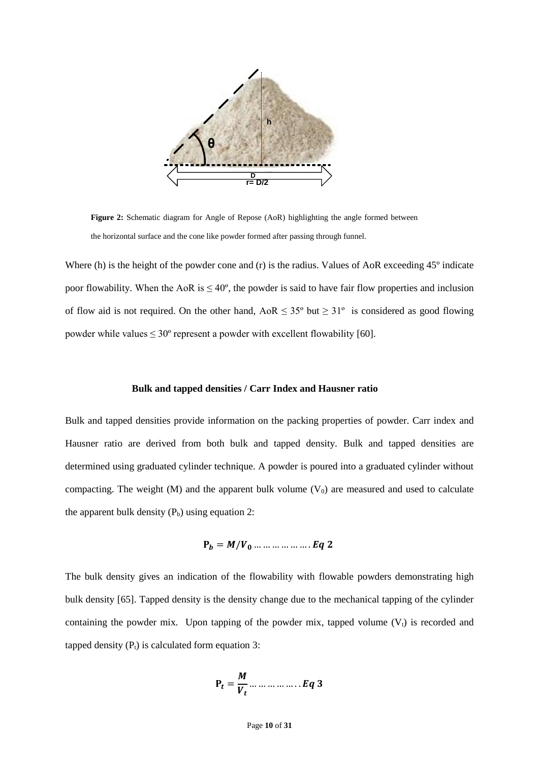**Figure 2:** Schematic diagram for Angle of Repose (AoR) highlighting the angle formed between the horizontal surface and the cone like powder formed after passing through funnel.

Where (h) is the height of the powder cone and (r) is the radius. Values of AoR exceeding 45º indicate poor flowability. When the AoR is ≤ 40º, the powder is said to have fair flow properties and inclusion of flow aid is not required. On the other hand, AoR ≤ 35º but ≥ 31º is considered as good flowing powder while values ≤ 30º represent a powder with excellent flowability [60].

**Bulk and tapped densities / Carr Index and Hausner ratio**

Bulk and tapped densities provide information on the packing properties of powder. Carr index and Hausner ratio are derived from both bulk and tapped density. Bulk and tapped densities are determined using graduated cylinder technique. A powder is poured into a graduated cylinder without compacting. The weight (M) and the apparent bulk volume ($V_0$) are measured and used to calculate the apparent bulk density ($P_b$) using equation 2:

$$\mathbf{P}_b = M/V_0 \ldots\ldots\ldots\ldots\ldots\ldots. \mathbf{Eq\ 2}$$

The bulk density gives an indication of the flowability with flowable powders demonstrating high bulk density [65]. Tapped density is the density change due to the mechanical tapping of the cylinder containing the powder mix. Upon tapping of the powder mix, tapped volume ($V_t$) is recorded and tapped density ($P_t$) is calculated form equation 3:

$$\mathbf{P}_t = \frac{M}{V_t} \ldots\ldots\ldots\ldots\ldots.. \mathbf{Eq\ 3}$$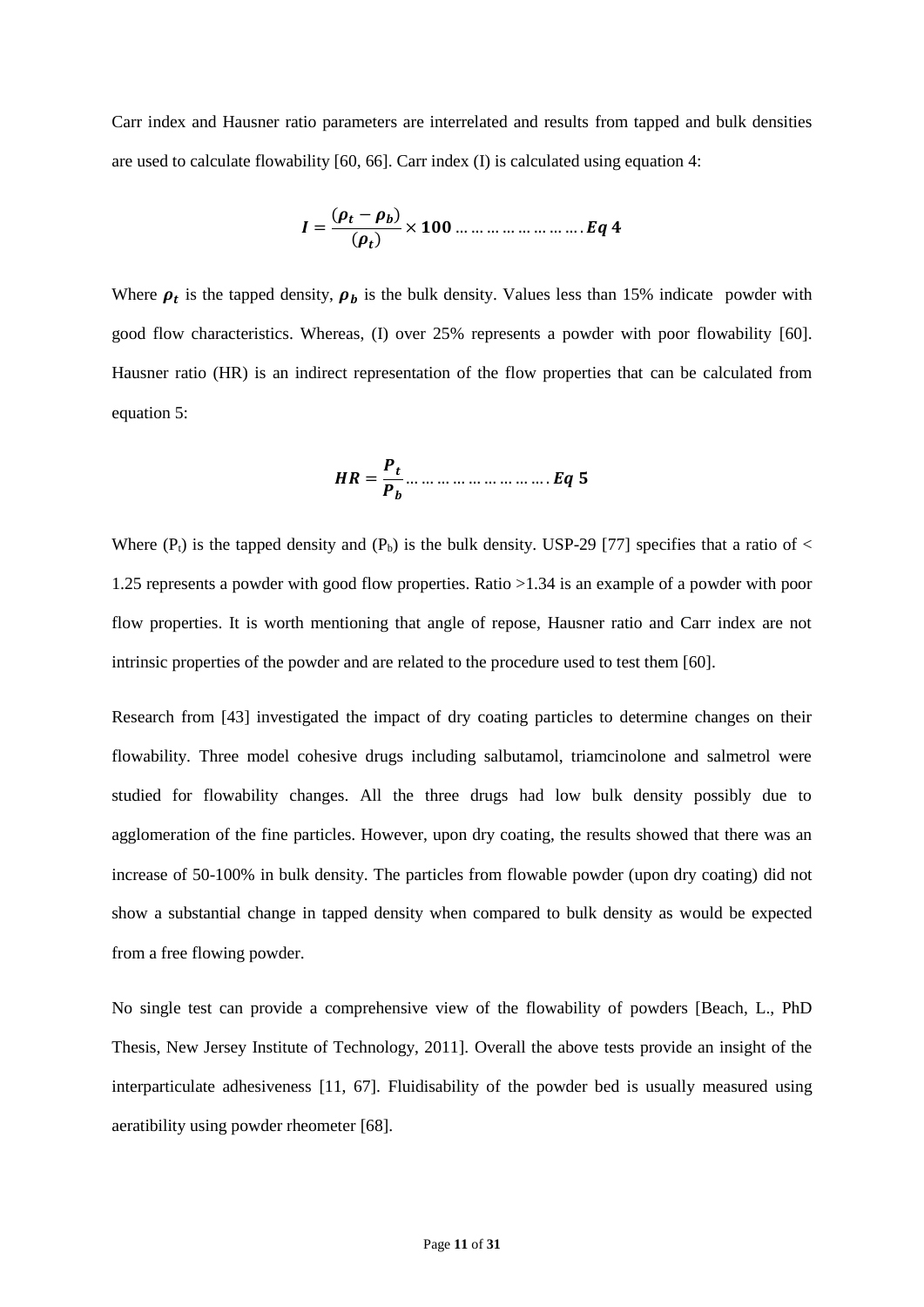Carr index and Hausner ratio parameters are interrelated and results from tapped and bulk densities are used to calculate flowability [60, 66]. Carr index (I) is calculated using equation 4:

$$\boldsymbol{I = \frac{(\rho_t - \rho_b)}{(\rho_t)} \times 100} \ldots\ldots\ldots\ldots\ldots\ldots\ldots\ldots . \boldsymbol{Eq\ 4}$$

Where $\boldsymbol{\rho_t}$ is the tapped density, $\boldsymbol{\rho_b}$ is the bulk density. Values less than 15% indicate powder with good flow characteristics. Whereas, (I) over 25% represents a powder with poor flowability [60]. Hausner ratio (HR) is an indirect representation of the flow properties that can be calculated from equation 5:

$$\boldsymbol{HR = \frac{P_t}{P_b}} \ldots\ldots\ldots\ldots\ldots\ldots\ldots\ldots\ldots . \boldsymbol{Eq\ 5}$$

Where ($P_t$) is the tapped density and ($P_b$) is the bulk density. USP-29 [77] specifies that a ratio of < 1.25 represents a powder with good flow properties. Ratio >1.34 is an example of a powder with poor flow properties. It is worth mentioning that angle of repose, Hausner ratio and Carr index are not intrinsic properties of the powder and are related to the procedure used to test them [60].

Research from [43] investigated the impact of dry coating particles to determine changes on their flowability. Three model cohesive drugs including salbutamol, triamcinolone and salmetrol were studied for flowability changes. All the three drugs had low bulk density possibly due to agglomeration of the fine particles. However, upon dry coating, the results showed that there was an increase of 50-100% in bulk density. The particles from flowable powder (upon dry coating) did not show a substantial change in tapped density when compared to bulk density as would be expected from a free flowing powder.

No single test can provide a comprehensive view of the flowability of powders [Beach, L., PhD Thesis, New Jersey Institute of Technology, 2011]. Overall the above tests provide an insight of the interparticulate adhesiveness [11, 67]. Fluidisability of the powder bed is usually measured using aeratibility using powder rheometer [68].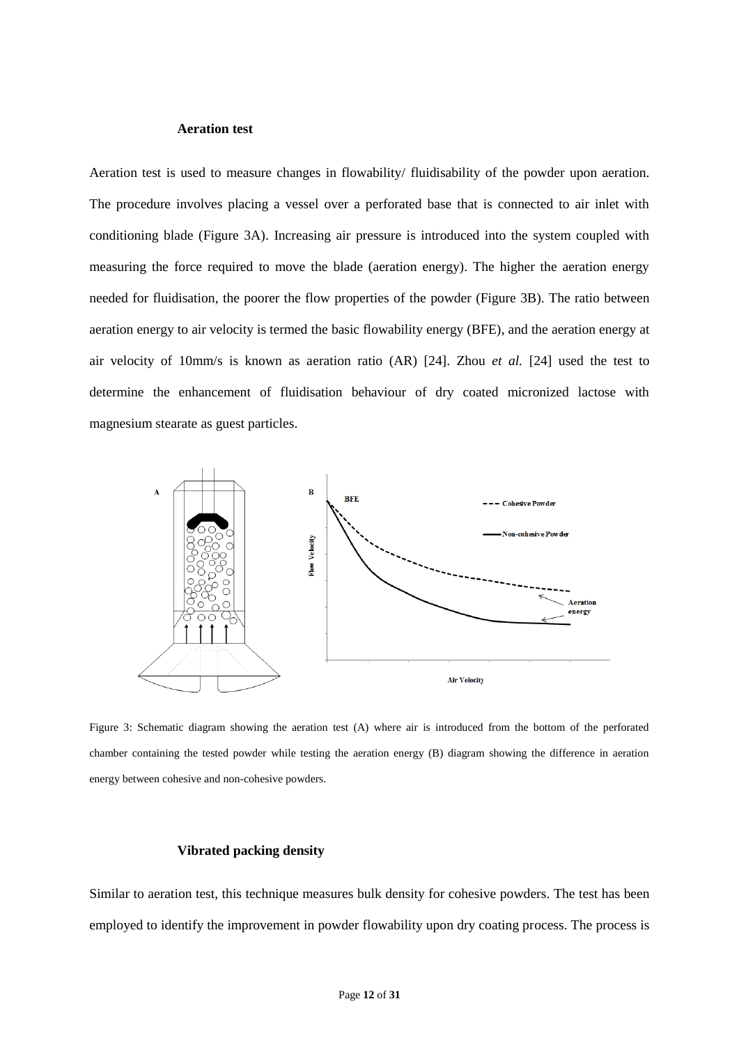### Aeration test

Aeration test is used to measure changes in flowability/ fluidisability of the powder upon aeration. The procedure involves placing a vessel over a perforated base that is connected to air inlet with conditioning blade (Figure 3A). Increasing air pressure is introduced into the system coupled with measuring the force required to move the blade (aeration energy). The higher the aeration energy needed for fluidisation, the poorer the flow properties of the powder (Figure 3B). The ratio between aeration energy to air velocity is termed the basic flowability energy (BFE), and the aeration energy at air velocity of 10mm/s is known as aeration ratio (AR) [24]. Zhou *et al.* [24] used the test to determine the enhancement of fluidisation behaviour of dry coated micronized lactose with magnesium stearate as guest particles.

Figure 3: Schematic diagram showing the aeration test (A) where air is introduced from the bottom of the perforated chamber containing the tested powder while testing the aeration energy (B) diagram showing the difference in aeration energy between cohesive and non-cohesive powders.

### Vibrated packing density

Similar to aeration test, this technique measures bulk density for cohesive powders. The test has been employed to identify the improvement in powder flowability upon dry coating process. The process is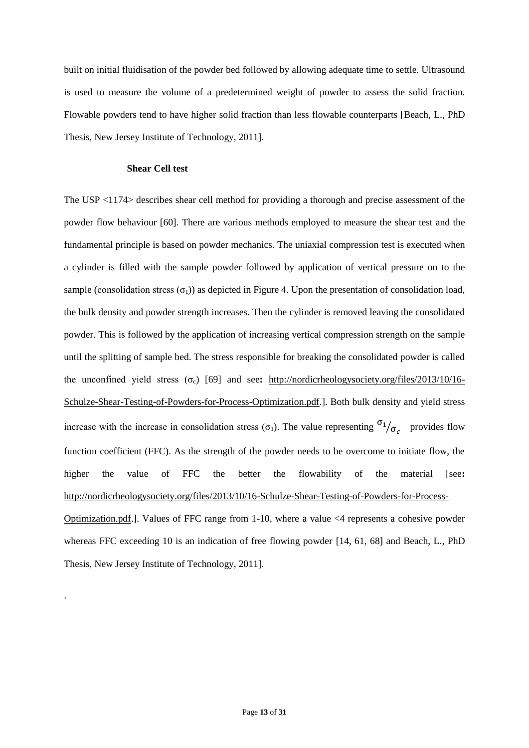built on initial fluidisation of the powder bed followed by allowing adequate time to settle. Ultrasound is used to measure the volume of a predetermined weight of powder to assess the solid fraction. Flowable powders tend to have higher solid fraction than less flowable counterparts [Beach, L., PhD Thesis, New Jersey Institute of Technology, 2011].

### Shear Cell test

The USP <1174> describes shear cell method for providing a thorough and precise assessment of the powder flow behaviour [60]. There are various methods employed to measure the shear test and the fundamental principle is based on powder mechanics. The uniaxial compression test is executed when a cylinder is filled with the sample powder followed by application of vertical pressure on to the sample (consolidation stress ($\sigma_1$)) as depicted in Figure 4. Upon the presentation of consolidation load, the bulk density and powder strength increases. Then the cylinder is removed leaving the consolidated powder. This is followed by the application of increasing vertical compression strength on the sample until the splitting of sample bed. The stress responsible for breaking the consolidated powder is called the unconfined yield stress ($\sigma_c$) [69] and see: http://nordicrheologysociety.org/files/2013/10/16-Schulze-Shear-Testing-of-Powders-for-Process-Optimization.pdf.]. Both bulk density and yield stress increase with the increase in consolidation stress ($\sigma_1$). The value representing $\sigma_1/\sigma_c$ provides flow function coefficient (FFC). As the strength of the powder needs to be overcome to initiate flow, the higher the value of FFC the better the flowability of the material [see: http://nordicrheologysociety.org/files/2013/10/16-Schulze-Shear-Testing-of-Powders-for-Process-Optimization.pdf.]. Values of FFC range from 1-10, where a value <4 represents a cohesive powder whereas FFC exceeding 10 is an indication of free flowing powder [14, 61, 68] and Beach, L., PhD Thesis, New Jersey Institute of Technology, 2011].

.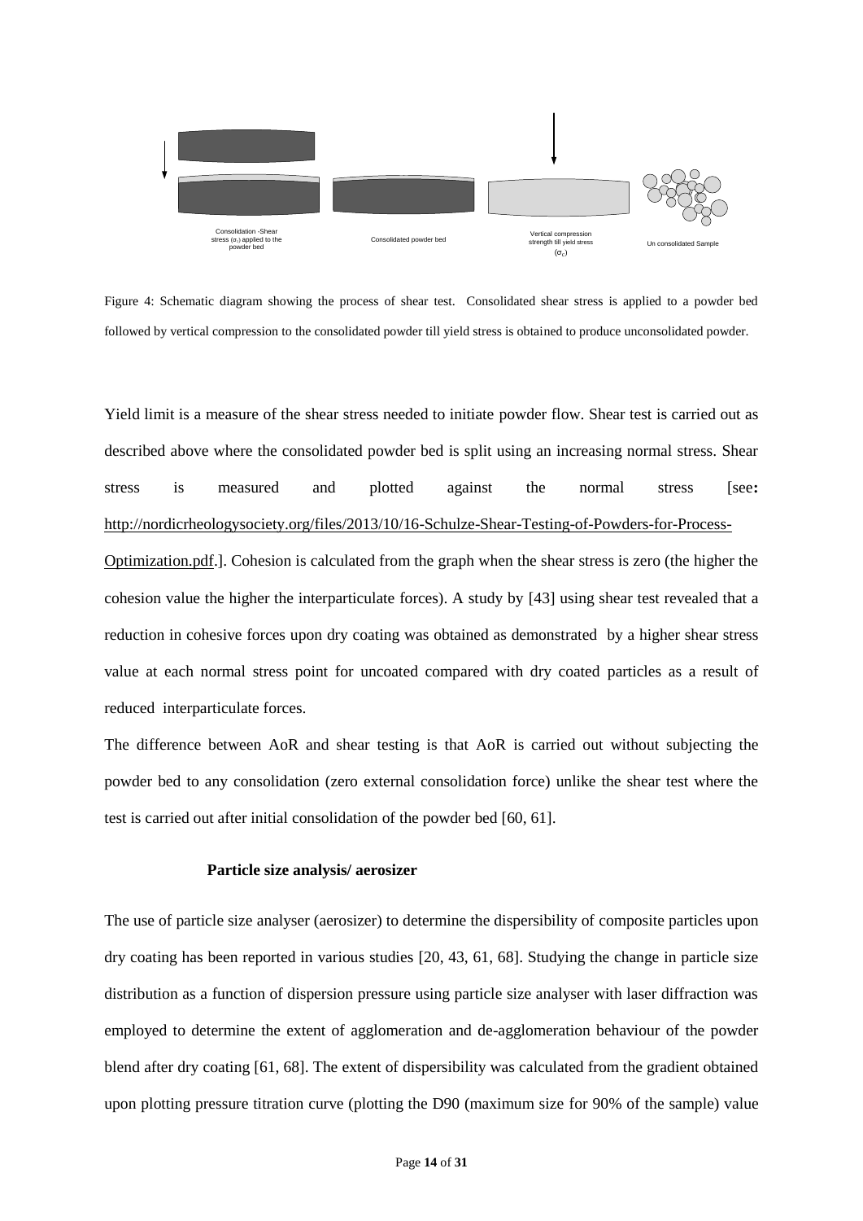Consolidation -Shear stress ($\sigma_c$) applied to the powder bed

Consolidated powder bed

Vertical compression strength till yield stress ($\sigma_c$)

Un consolidated Sample

Figure 4: Schematic diagram showing the process of shear test. Consolidated shear stress is applied to a powder bed followed by vertical compression to the consolidated powder till yield stress is obtained to produce unconsolidated powder.

Yield limit is a measure of the shear stress needed to initiate powder flow. Shear test is carried out as described above where the consolidated powder bed is split using an increasing normal stress. Shear stress is measured and plotted against the normal stress [see: http://nordicrheologysociety.org/files/2013/10/16-Schulze-Shear-Testing-of-Powders-for-Process-Optimization.pdf.]. Cohesion is calculated from the graph when the shear stress is zero (the higher the cohesion value the higher the interparticulate forces). A study by [43] using shear test revealed that a reduction in cohesive forces upon dry coating was obtained as demonstrated by a higher shear stress value at each normal stress point for uncoated compared with dry coated particles as a result of reduced interparticulate forces.

The difference between AoR and shear testing is that AoR is carried out without subjecting the powder bed to any consolidation (zero external consolidation force) unlike the shear test where the test is carried out after initial consolidation of the powder bed [60, 61].

**Particle size analysis/ aerosizer**

The use of particle size analyser (aerosizer) to determine the dispersibility of composite particles upon dry coating has been reported in various studies [20, 43, 61, 68]. Studying the change in particle size distribution as a function of dispersion pressure using particle size analyser with laser diffraction was employed to determine the extent of agglomeration and de-agglomeration behaviour of the powder blend after dry coating [61, 68]. The extent of dispersibility was calculated from the gradient obtained upon plotting pressure titration curve (plotting the D90 (maximum size for 90% of the sample) value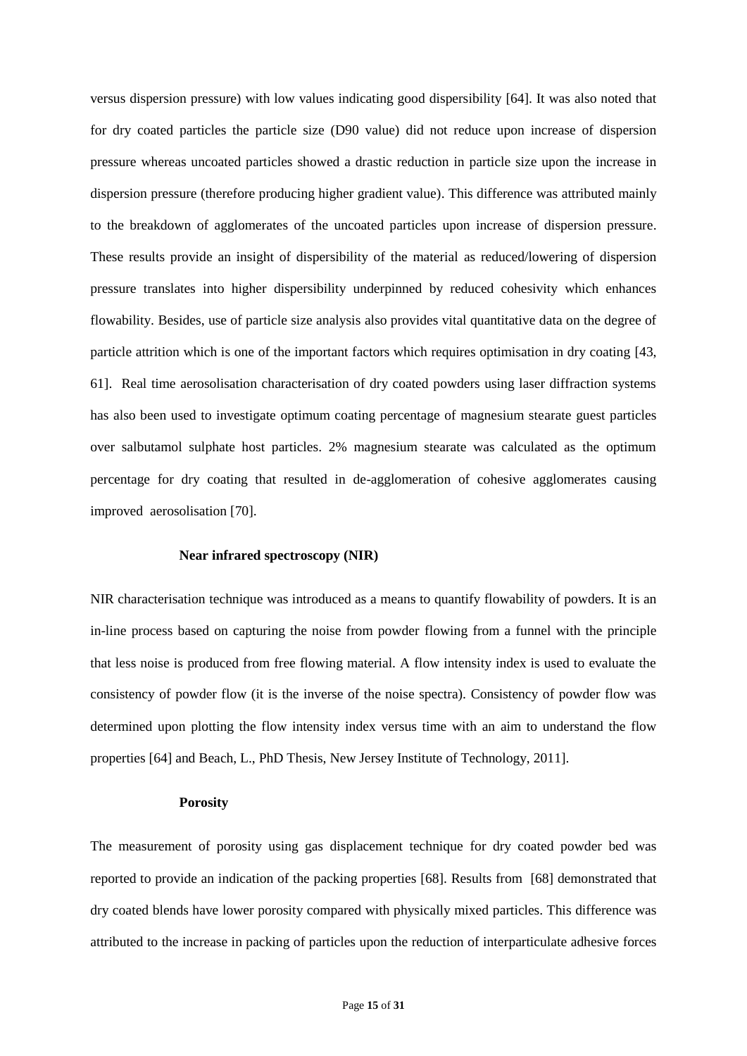versus dispersion pressure) with low values indicating good dispersibility [64]. It was also noted that for dry coated particles the particle size (D90 value) did not reduce upon increase of dispersion pressure whereas uncoated particles showed a drastic reduction in particle size upon the increase in dispersion pressure (therefore producing higher gradient value). This difference was attributed mainly to the breakdown of agglomerates of the uncoated particles upon increase of dispersion pressure. These results provide an insight of dispersibility of the material as reduced/lowering of dispersion pressure translates into higher dispersibility underpinned by reduced cohesivity which enhances flowability. Besides, use of particle size analysis also provides vital quantitative data on the degree of particle attrition which is one of the important factors which requires optimisation in dry coating [43, 61]. Real time aerosolisation characterisation of dry coated powders using laser diffraction systems has also been used to investigate optimum coating percentage of magnesium stearate guest particles over salbutamol sulphate host particles. 2% magnesium stearate was calculated as the optimum percentage for dry coating that resulted in de-agglomeration of cohesive agglomerates causing improved aerosolisation [70].

### Near infrared spectroscopy (NIR)

NIR characterisation technique was introduced as a means to quantify flowability of powders. It is an in-line process based on capturing the noise from powder flowing from a funnel with the principle that less noise is produced from free flowing material. A flow intensity index is used to evaluate the consistency of powder flow (it is the inverse of the noise spectra). Consistency of powder flow was determined upon plotting the flow intensity index versus time with an aim to understand the flow properties [64] and Beach, L., PhD Thesis, New Jersey Institute of Technology, 2011].

### Porosity

The measurement of porosity using gas displacement technique for dry coated powder bed was reported to provide an indication of the packing properties [68]. Results from [68] demonstrated that dry coated blends have lower porosity compared with physically mixed particles. This difference was attributed to the increase in packing of particles upon the reduction of interparticulate adhesive forces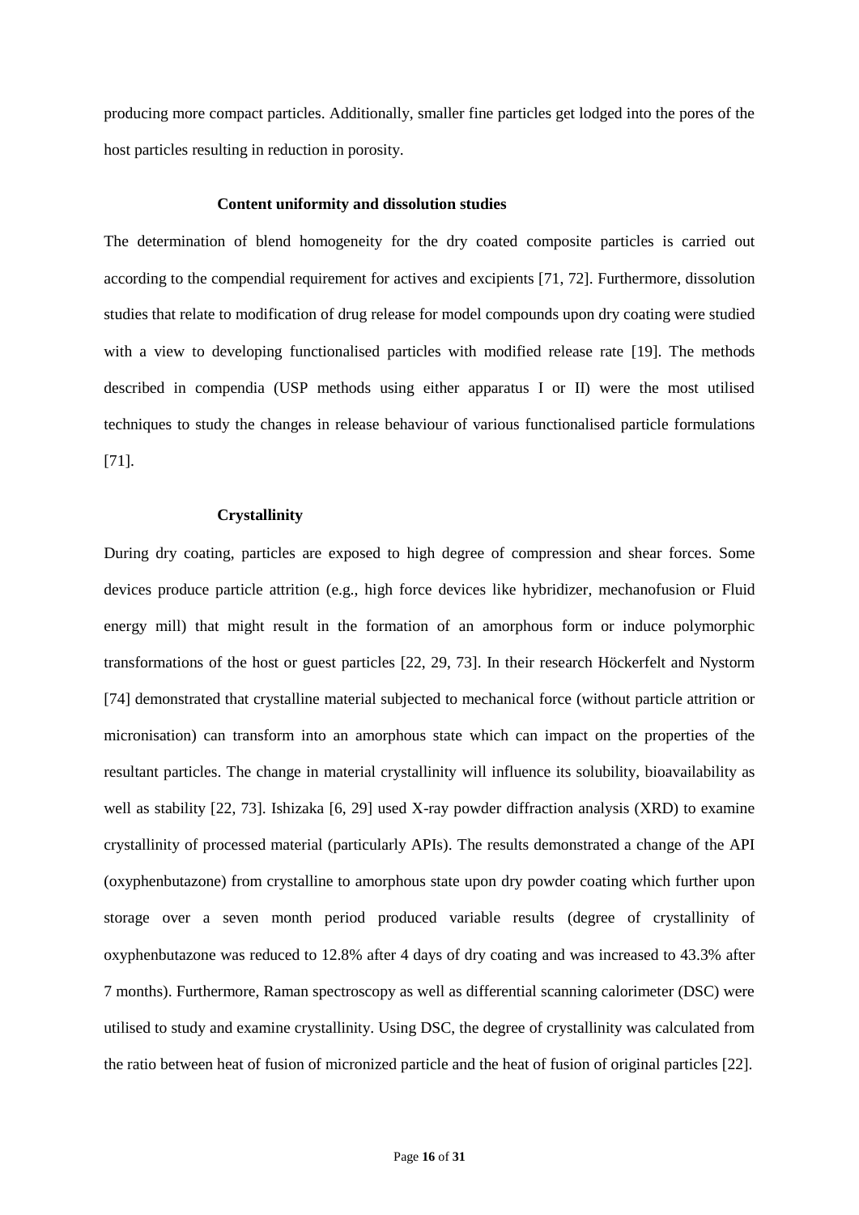producing more compact particles. Additionally, smaller fine particles get lodged into the pores of the host particles resulting in reduction in porosity.

### Content uniformity and dissolution studies

The determination of blend homogeneity for the dry coated composite particles is carried out according to the compendial requirement for actives and excipients [71, 72]. Furthermore, dissolution studies that relate to modification of drug release for model compounds upon dry coating were studied with a view to developing functionalised particles with modified release rate [19]. The methods described in compendia (USP methods using either apparatus I or II) were the most utilised techniques to study the changes in release behaviour of various functionalised particle formulations [71].

### Crystallinity

During dry coating, particles are exposed to high degree of compression and shear forces. Some devices produce particle attrition (e.g., high force devices like hybridizer, mechanofusion or Fluid energy mill) that might result in the formation of an amorphous form or induce polymorphic transformations of the host or guest particles [22, 29, 73]. In their research Höckerfelt and Nystorm [74] demonstrated that crystalline material subjected to mechanical force (without particle attrition or micronisation) can transform into an amorphous state which can impact on the properties of the resultant particles. The change in material crystallinity will influence its solubility, bioavailability as well as stability [22, 73]. Ishizaka [6, 29] used X-ray powder diffraction analysis (XRD) to examine crystallinity of processed material (particularly APIs). The results demonstrated a change of the API (oxyphenbutazone) from crystalline to amorphous state upon dry powder coating which further upon storage over a seven month period produced variable results (degree of crystallinity of oxyphenbutazone was reduced to 12.8% after 4 days of dry coating and was increased to 43.3% after 7 months). Furthermore, Raman spectroscopy as well as differential scanning calorimeter (DSC) were utilised to study and examine crystallinity. Using DSC, the degree of crystallinity was calculated from the ratio between heat of fusion of micronized particle and the heat of fusion of original particles [22].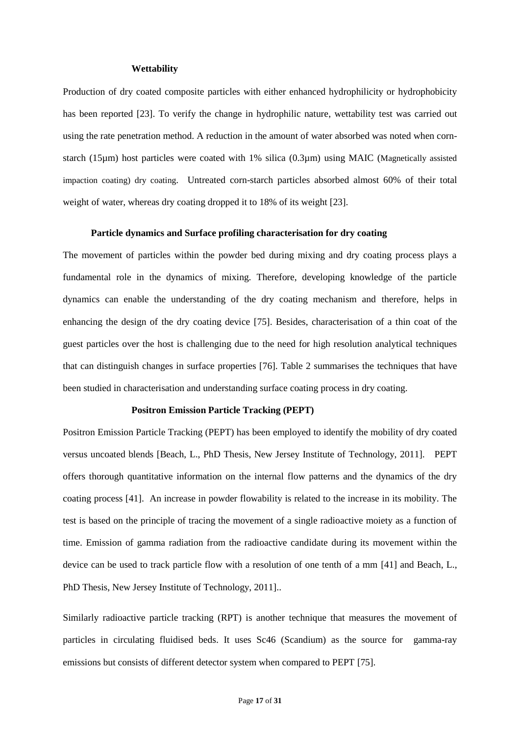### Wettability

Production of dry coated composite particles with either enhanced hydrophilicity or hydrophobicity has been reported [23]. To verify the change in hydrophilic nature, wettability test was carried out using the rate penetration method. A reduction in the amount of water absorbed was noted when corn-starch (15µm) host particles were coated with 1% silica (0.3µm) using MAIC (Magnetically assisted impaction coating) dry coating. Untreated corn-starch particles absorbed almost 60% of their total weight of water, whereas dry coating dropped it to 18% of its weight [23].

## Particle dynamics and Surface profiling characterisation for dry coating

The movement of particles within the powder bed during mixing and dry coating process plays a fundamental role in the dynamics of mixing. Therefore, developing knowledge of the particle dynamics can enable the understanding of the dry coating mechanism and therefore, helps in enhancing the design of the dry coating device [75]. Besides, characterisation of a thin coat of the guest particles over the host is challenging due to the need for high resolution analytical techniques that can distinguish changes in surface properties [76]. Table 2 summarises the techniques that have been studied in characterisation and understanding surface coating process in dry coating.

### Positron Emission Particle Tracking (PEPT)

Positron Emission Particle Tracking (PEPT) has been employed to identify the mobility of dry coated versus uncoated blends [Beach, L., PhD Thesis, New Jersey Institute of Technology, 2011]. PEPT offers thorough quantitative information on the internal flow patterns and the dynamics of the dry coating process [41]. An increase in powder flowability is related to the increase in its mobility. The test is based on the principle of tracing the movement of a single radioactive moiety as a function of time. Emission of gamma radiation from the radioactive candidate during its movement within the device can be used to track particle flow with a resolution of one tenth of a mm [41] and Beach, L., PhD Thesis, New Jersey Institute of Technology, 2011]..

Similarly radioactive particle tracking (RPT) is another technique that measures the movement of particles in circulating fluidised beds. It uses Sc46 (Scandium) as the source for gamma-ray emissions but consists of different detector system when compared to PEPT [75].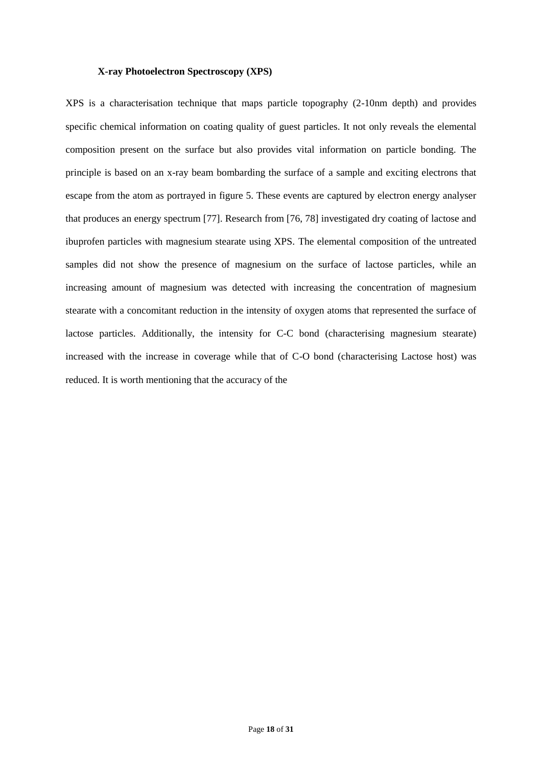### X-ray Photoelectron Spectroscopy (XPS)

XPS is a characterisation technique that maps particle topography (2-10nm depth) and provides specific chemical information on coating quality of guest particles. It not only reveals the elemental composition present on the surface but also provides vital information on particle bonding. The principle is based on an x-ray beam bombarding the surface of a sample and exciting electrons that escape from the atom as portrayed in figure 5. These events are captured by electron energy analyser that produces an energy spectrum [77]. Research from [76, 78] investigated dry coating of lactose and ibuprofen particles with magnesium stearate using XPS. The elemental composition of the untreated samples did not show the presence of magnesium on the surface of lactose particles, while an increasing amount of magnesium was detected with increasing the concentration of magnesium stearate with a concomitant reduction in the intensity of oxygen atoms that represented the surface of lactose particles. Additionally, the intensity for C-C bond (characterising magnesium stearate) increased with the increase in coverage while that of C-O bond (characterising Lactose host) was reduced. It is worth mentioning that the accuracy of the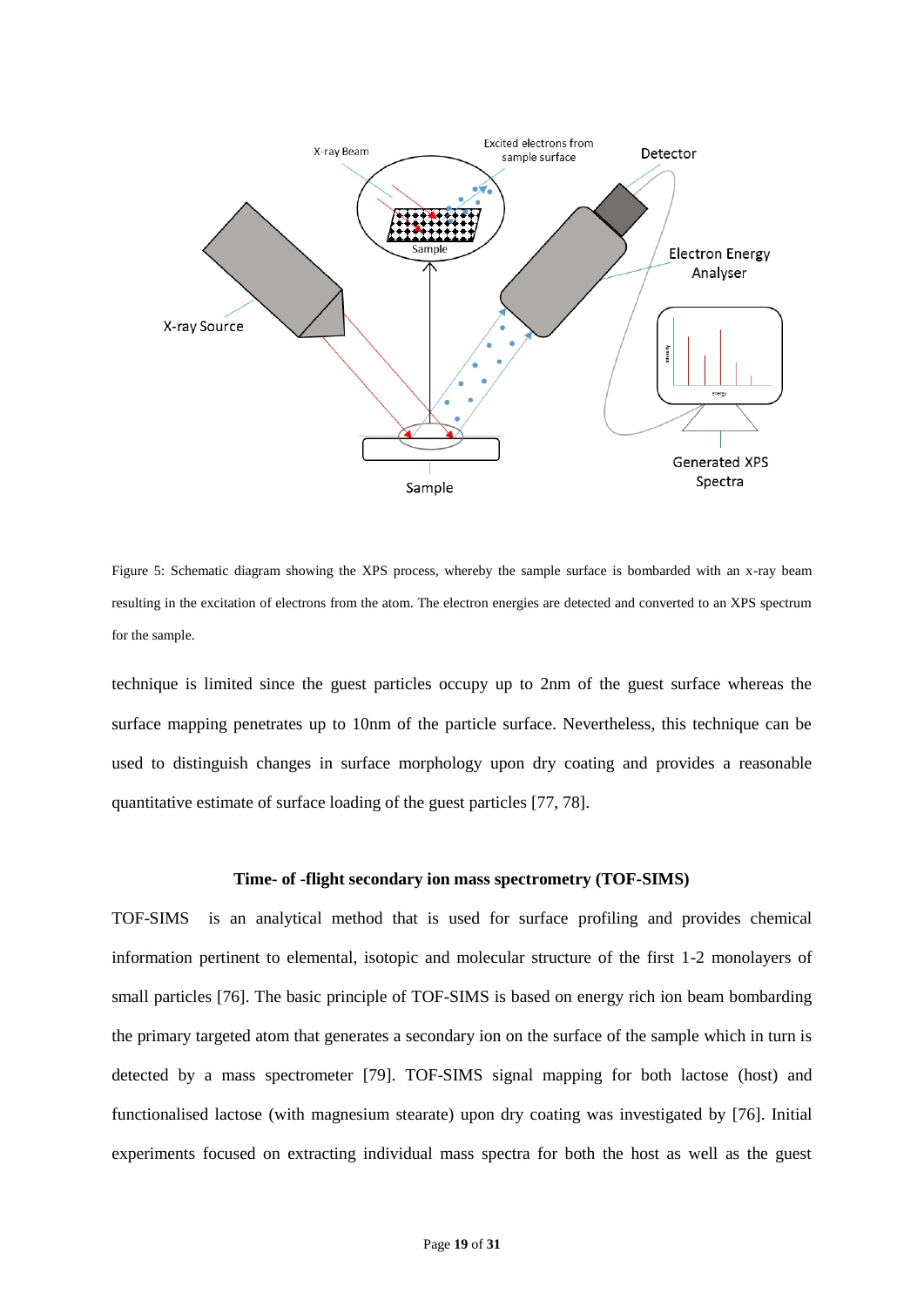Figure 5: Schematic diagram showing the XPS process, whereby the sample surface is bombarded with an x-ray beam resulting in the excitation of electrons from the atom. The electron energies are detected and converted to an XPS spectrum for the sample.

technique is limited since the guest particles occupy up to 2nm of the guest surface whereas the surface mapping penetrates up to 10nm of the particle surface. Nevertheless, this technique can be used to distinguish changes in surface morphology upon dry coating and provides a reasonable quantitative estimate of surface loading of the guest particles [77, 78].

### Time- of -flight secondary ion mass spectrometry (TOF-SIMS)

TOF-SIMS is an analytical method that is used for surface profiling and provides chemical information pertinent to elemental, isotopic and molecular structure of the first 1-2 monolayers of small particles [76]. The basic principle of TOF-SIMS is based on energy rich ion beam bombarding the primary targeted atom that generates a secondary ion on the surface of the sample which in turn is detected by a mass spectrometer [79]. TOF-SIMS signal mapping for both lactose (host) and functionalised lactose (with magnesium stearate) upon dry coating was investigated by [76]. Initial experiments focused on extracting individual mass spectra for both the host as well as the guest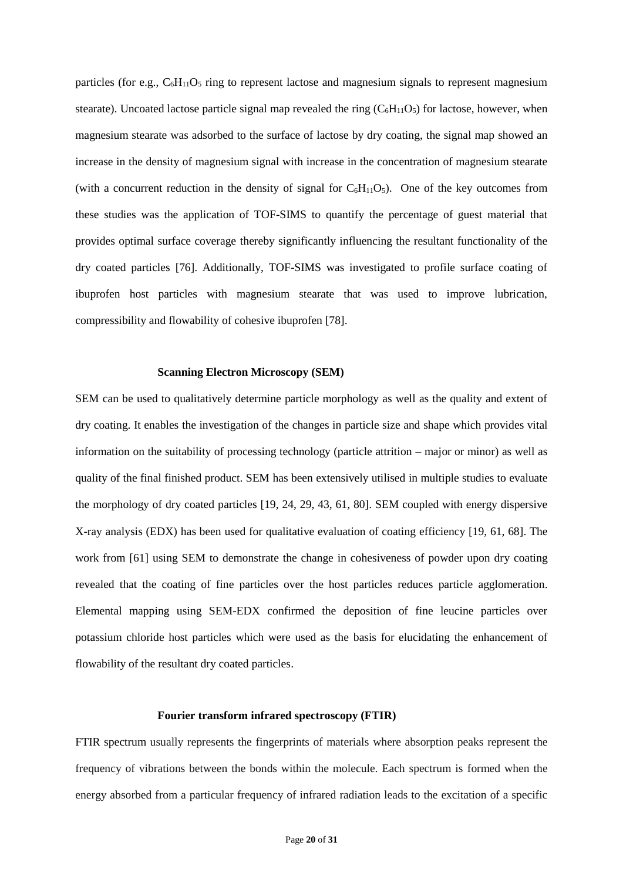particles (for e.g., $C_6H_{11}O_5$ ring to represent lactose and magnesium signals to represent magnesium stearate). Uncoated lactose particle signal map revealed the ring ($C_6H_{11}O_5$) for lactose, however, when magnesium stearate was adsorbed to the surface of lactose by dry coating, the signal map showed an increase in the density of magnesium signal with increase in the concentration of magnesium stearate (with a concurrent reduction in the density of signal for $C_6H_{11}O_5$). One of the key outcomes from these studies was the application of TOF-SIMS to quantify the percentage of guest material that provides optimal surface coverage thereby significantly influencing the resultant functionality of the dry coated particles [76]. Additionally, TOF-SIMS was investigated to profile surface coating of ibuprofen host particles with magnesium stearate that was used to improve lubrication, compressibility and flowability of cohesive ibuprofen [78].

### Scanning Electron Microscopy (SEM)

SEM can be used to qualitatively determine particle morphology as well as the quality and extent of dry coating. It enables the investigation of the changes in particle size and shape which provides vital information on the suitability of processing technology (particle attrition – major or minor) as well as quality of the final finished product. SEM has been extensively utilised in multiple studies to evaluate the morphology of dry coated particles [19, 24, 29, 43, 61, 80]. SEM coupled with energy dispersive X-ray analysis (EDX) has been used for qualitative evaluation of coating efficiency [19, 61, 68]. The work from [61] using SEM to demonstrate the change in cohesiveness of powder upon dry coating revealed that the coating of fine particles over the host particles reduces particle agglomeration. Elemental mapping using SEM-EDX confirmed the deposition of fine leucine particles over potassium chloride host particles which were used as the basis for elucidating the enhancement of flowability of the resultant dry coated particles.

### Fourier transform infrared spectroscopy (FTIR)

FTIR spectrum usually represents the fingerprints of materials where absorption peaks represent the frequency of vibrations between the bonds within the molecule. Each spectrum is formed when the energy absorbed from a particular frequency of infrared radiation leads to the excitation of a specific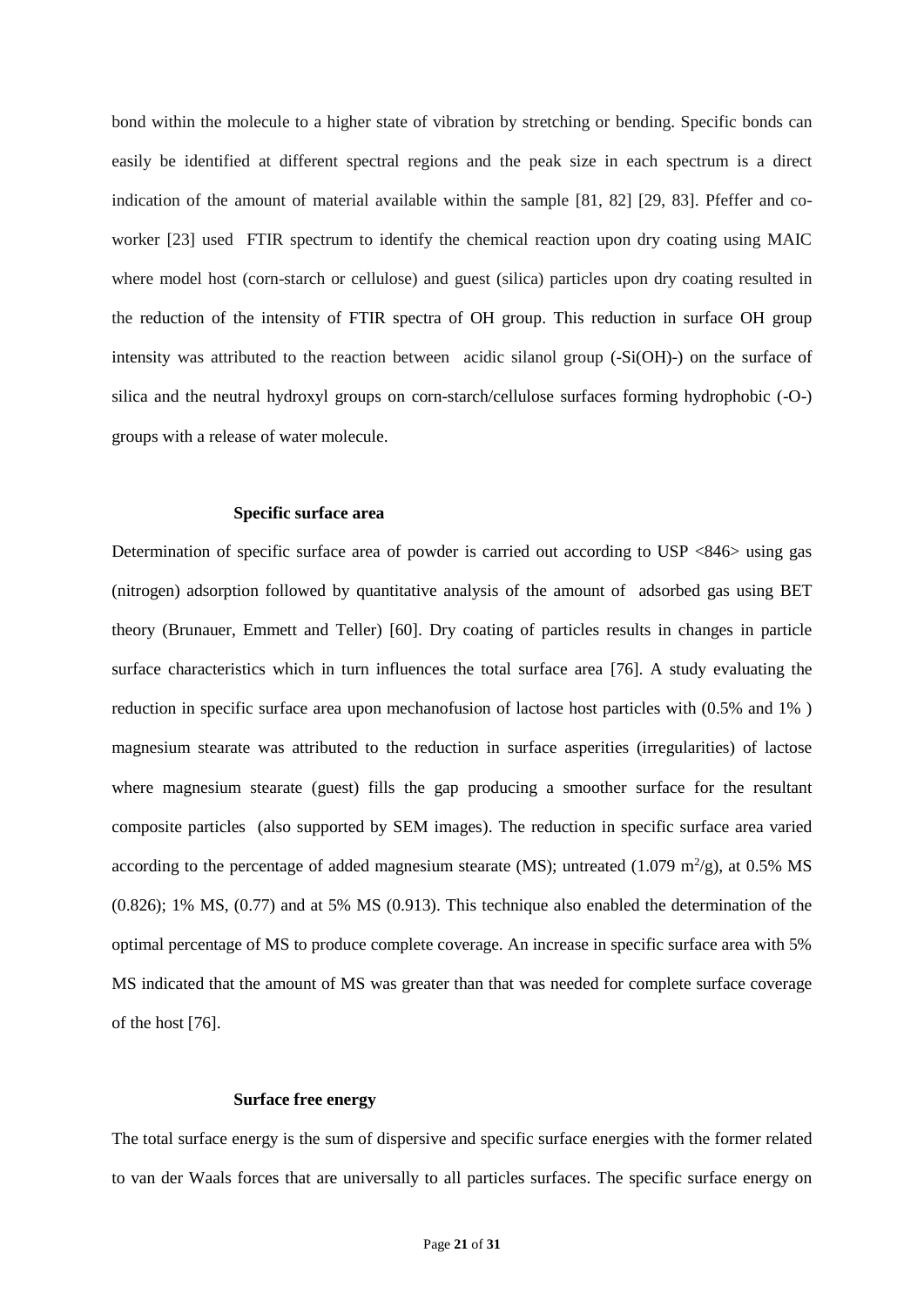bond within the molecule to a higher state of vibration by stretching or bending. Specific bonds can easily be identified at different spectral regions and the peak size in each spectrum is a direct indication of the amount of material available within the sample [81, 82] [29, 83]. Pfeffer and co-worker [23] used FTIR spectrum to identify the chemical reaction upon dry coating using MAIC where model host (corn-starch or cellulose) and guest (silica) particles upon dry coating resulted in the reduction of the intensity of FTIR spectra of OH group. This reduction in surface OH group intensity was attributed to the reaction between acidic silanol group (-Si(OH)-) on the surface of silica and the neutral hydroxyl groups on corn-starch/cellulose surfaces forming hydrophobic (-O-) groups with a release of water molecule.

### Specific surface area

Determination of specific surface area of powder is carried out according to USP <846> using gas (nitrogen) adsorption followed by quantitative analysis of the amount of adsorbed gas using BET theory (Brunauer, Emmett and Teller) [60]. Dry coating of particles results in changes in particle surface characteristics which in turn influences the total surface area [76]. A study evaluating the reduction in specific surface area upon mechanofusion of lactose host particles with (0.5% and 1% ) magnesium stearate was attributed to the reduction in surface asperities (irregularities) of lactose where magnesium stearate (guest) fills the gap producing a smoother surface for the resultant composite particles (also supported by SEM images). The reduction in specific surface area varied according to the percentage of added magnesium stearate (MS); untreated (1.079 $m^2/g$), at 0.5% MS (0.826); 1% MS, (0.77) and at 5% MS (0.913). This technique also enabled the determination of the optimal percentage of MS to produce complete coverage. An increase in specific surface area with 5% MS indicated that the amount of MS was greater than that was needed for complete surface coverage of the host [76].

### Surface free energy

The total surface energy is the sum of dispersive and specific surface energies with the former related to van der Waals forces that are universally to all particles surfaces. The specific surface energy on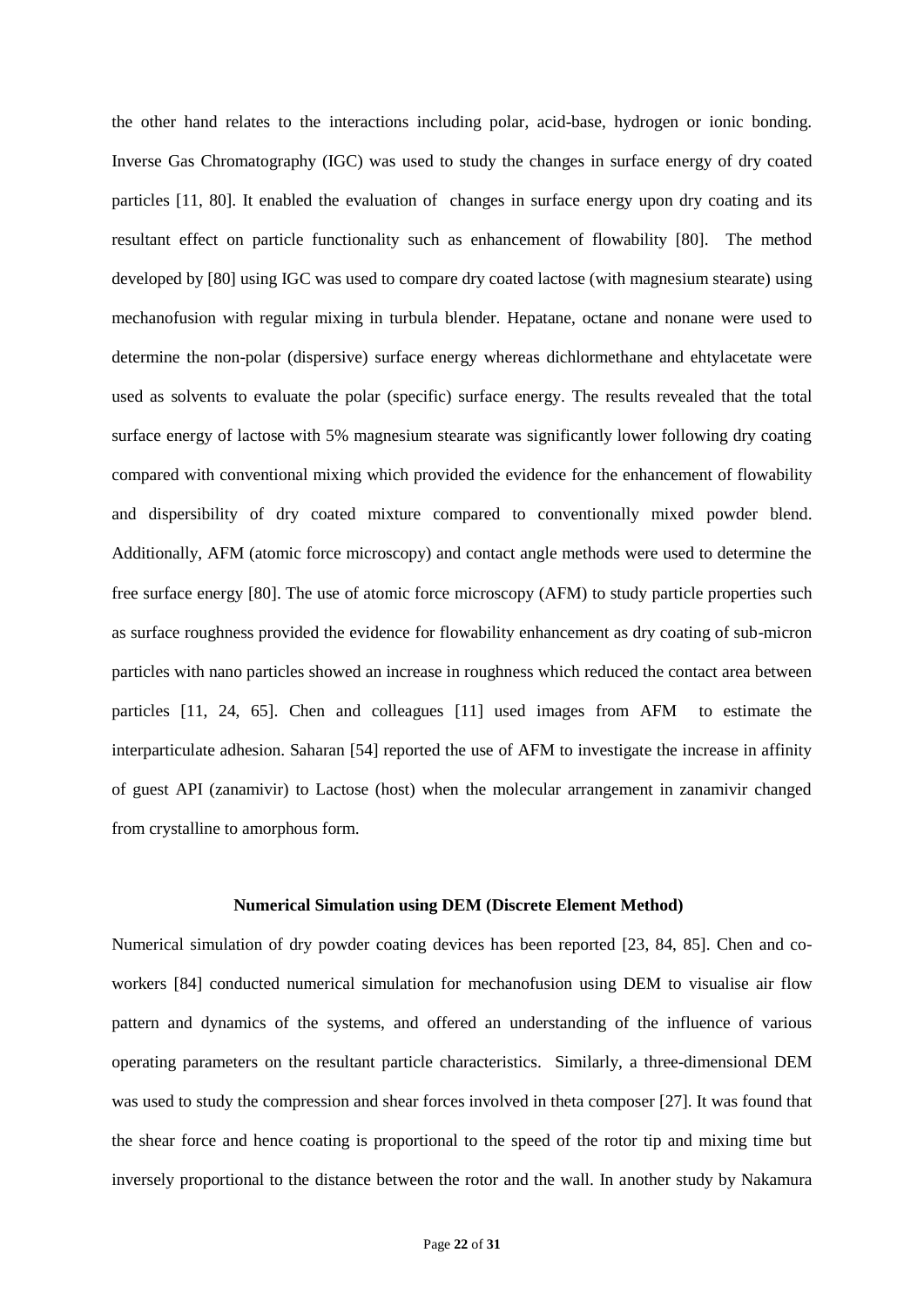the other hand relates to the interactions including polar, acid-base, hydrogen or ionic bonding. Inverse Gas Chromatography (IGC) was used to study the changes in surface energy of dry coated particles [11, 80]. It enabled the evaluation of changes in surface energy upon dry coating and its resultant effect on particle functionality such as enhancement of flowability [80]. The method developed by [80] using IGC was used to compare dry coated lactose (with magnesium stearate) using mechanofusion with regular mixing in turbula blender. Hepatane, octane and nonane were used to determine the non-polar (dispersive) surface energy whereas dichlormethane and ehtylacetate were used as solvents to evaluate the polar (specific) surface energy. The results revealed that the total surface energy of lactose with 5% magnesium stearate was significantly lower following dry coating compared with conventional mixing which provided the evidence for the enhancement of flowability and dispersibility of dry coated mixture compared to conventionally mixed powder blend. Additionally, AFM (atomic force microscopy) and contact angle methods were used to determine the free surface energy [80]. The use of atomic force microscopy (AFM) to study particle properties such as surface roughness provided the evidence for flowability enhancement as dry coating of sub-micron particles with nano particles showed an increase in roughness which reduced the contact area between particles [11, 24, 65]. Chen and colleagues [11] used images from AFM to estimate the interparticulate adhesion. Saharan [54] reported the use of AFM to investigate the increase in affinity of guest API (zanamivir) to Lactose (host) when the molecular arrangement in zanamivir changed from crystalline to amorphous form.

## Numerical Simulation using DEM (Discrete Element Method)

Numerical simulation of dry powder coating devices has been reported [23, 84, 85]. Chen and co-workers [84] conducted numerical simulation for mechanofusion using DEM to visualise air flow pattern and dynamics of the systems, and offered an understanding of the influence of various operating parameters on the resultant particle characteristics. Similarly, a three-dimensional DEM was used to study the compression and shear forces involved in theta composer [27]. It was found that the shear force and hence coating is proportional to the speed of the rotor tip and mixing time but inversely proportional to the distance between the rotor and the wall. In another study by Nakamura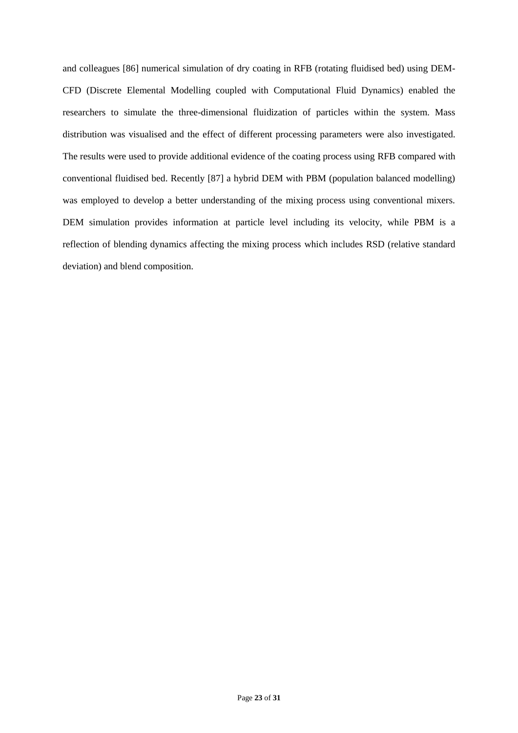and colleagues [86] numerical simulation of dry coating in RFB (rotating fluidised bed) using DEM-CFD (Discrete Elemental Modelling coupled with Computational Fluid Dynamics) enabled the researchers to simulate the three-dimensional fluidization of particles within the system. Mass distribution was visualised and the effect of different processing parameters were also investigated. The results were used to provide additional evidence of the coating process using RFB compared with conventional fluidised bed. Recently [87] a hybrid DEM with PBM (population balanced modelling) was employed to develop a better understanding of the mixing process using conventional mixers. DEM simulation provides information at particle level including its velocity, while PBM is a reflection of blending dynamics affecting the mixing process which includes RSD (relative standard deviation) and blend composition.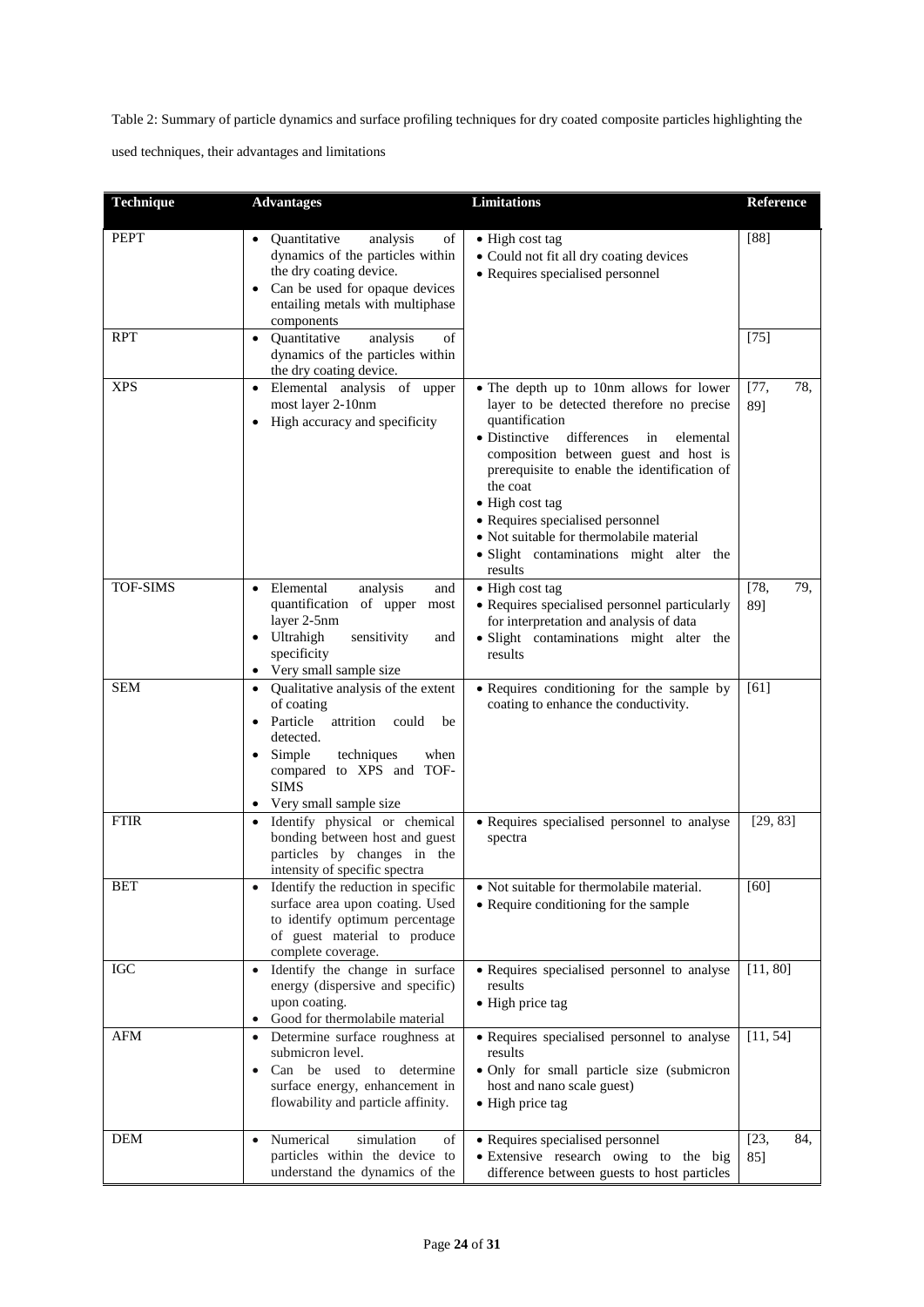Table 2: Summary of particle dynamics and surface profiling techniques for dry coated composite particles highlighting the used techniques, their advantages and limitations

| Technique | Advantages | Limitations | Reference |
|---|---|---|---|
| PEPT | • Quantitative analysis of dynamics of the particles within the dry coating device.<br>• Can be used for opaque devices entailing metals with multiphase components | • High cost tag<br>• Could not fit all dry coating devices<br>• Requires specialised personnel | [88] |
| RPT | • Quantitative analysis of dynamics of the particles within the dry coating device. | | [75] |
| XPS | • Elemental analysis of upper most layer 2-10nm<br>• High accuracy and specificity | • The depth up to 10nm allows for lower layer to be detected therefore no precise quantification<br>• Distinctive differences in elemental composition between guest and host is prerequisite to enable the identification of the coat<br>• High cost tag<br>• Requires specialised personnel<br>• Not suitable for thermolabile material<br>• Slight contaminations might alter the results | [77, 78, 89] |
| TOF-SIMS | • Elemental analysis and quantification of upper most layer 2-5nm<br>• Ultrahigh sensitivity and specificity<br>• Very small sample size | • High cost tag<br>• Requires specialised personnel particularly for interpretation and analysis of data<br>• Slight contaminations might alter the results | [78, 79, 89] |
| SEM | • Qualitative analysis of the extent of coating<br>• Particle attrition could be detected.<br>• Simple techniques when compared to XPS and TOF-SIMS<br>• Very small sample size | • Requires conditioning for the sample by coating to enhance the conductivity. | [61] |
| FTIR | • Identify physical or chemical bonding between host and guest particles by changes in the intensity of specific spectra | • Requires specialised personnel to analyse spectra | [29, 83] |
| BET | • Identify the reduction in specific surface area upon coating. Used to identify optimum percentage of guest material to produce complete coverage. | • Not suitable for thermolabile material.<br>• Require conditioning for the sample | [60] |
| IGC | • Identify the change in surface energy (dispersive and specific) upon coating.<br>• Good for thermolabile material | • Requires specialised personnel to analyse results<br>• High price tag | [11, 80] |
| AFM | • Determine surface roughness at submicron level.<br>• Can be used to determine surface energy, enhancement in flowability and particle affinity. | • Requires specialised personnel to analyse results<br>• Only for small particle size (submicron host and nano scale guest)<br>• High price tag | [11, 54] |
| DEM | • Numerical simulation of particles within the device to understand the dynamics of the | • Requires specialised personnel<br>• Extensive research owing to the big difference between guests to host particles | [23, 84, 85] |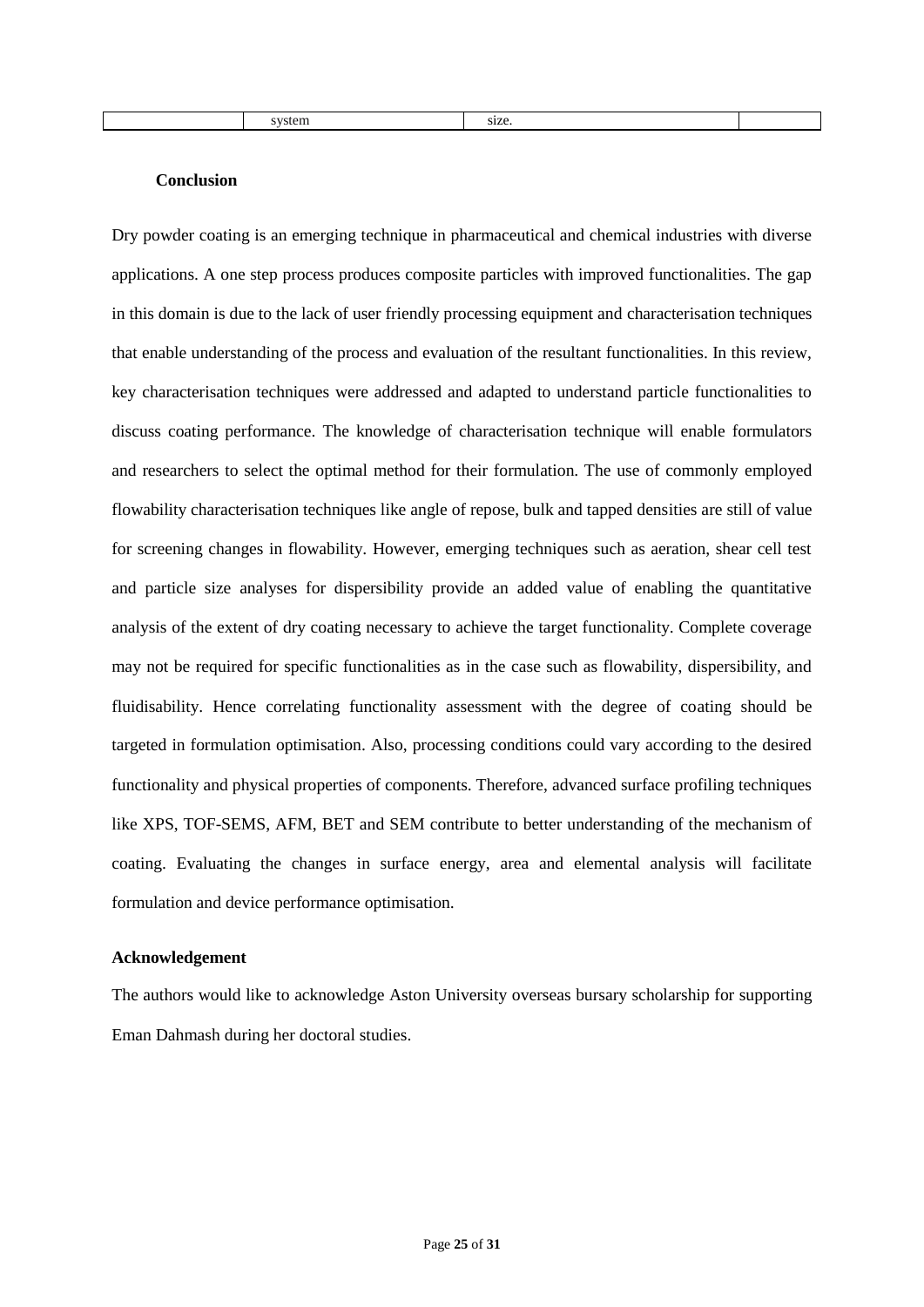| | system | size. | |
|---|---|---|---|

**Conclusion**

Dry powder coating is an emerging technique in pharmaceutical and chemical industries with diverse applications. A one step process produces composite particles with improved functionalities. The gap in this domain is due to the lack of user friendly processing equipment and characterisation techniques that enable understanding of the process and evaluation of the resultant functionalities. In this review, key characterisation techniques were addressed and adapted to understand particle functionalities to discuss coating performance. The knowledge of characterisation technique will enable formulators and researchers to select the optimal method for their formulation. The use of commonly employed flowability characterisation techniques like angle of repose, bulk and tapped densities are still of value for screening changes in flowability. However, emerging techniques such as aeration, shear cell test and particle size analyses for dispersibility provide an added value of enabling the quantitative analysis of the extent of dry coating necessary to achieve the target functionality. Complete coverage may not be required for specific functionalities as in the case such as flowability, dispersibility, and fluidisability. Hence correlating functionality assessment with the degree of coating should be targeted in formulation optimisation. Also, processing conditions could vary according to the desired functionality and physical properties of components. Therefore, advanced surface profiling techniques like XPS, TOF-SEMS, AFM, BET and SEM contribute to better understanding of the mechanism of coating. Evaluating the changes in surface energy, area and elemental analysis will facilitate formulation and device performance optimisation.

**Acknowledgement**

The authors would like to acknowledge Aston University overseas bursary scholarship for supporting Eman Dahmash during her doctoral studies.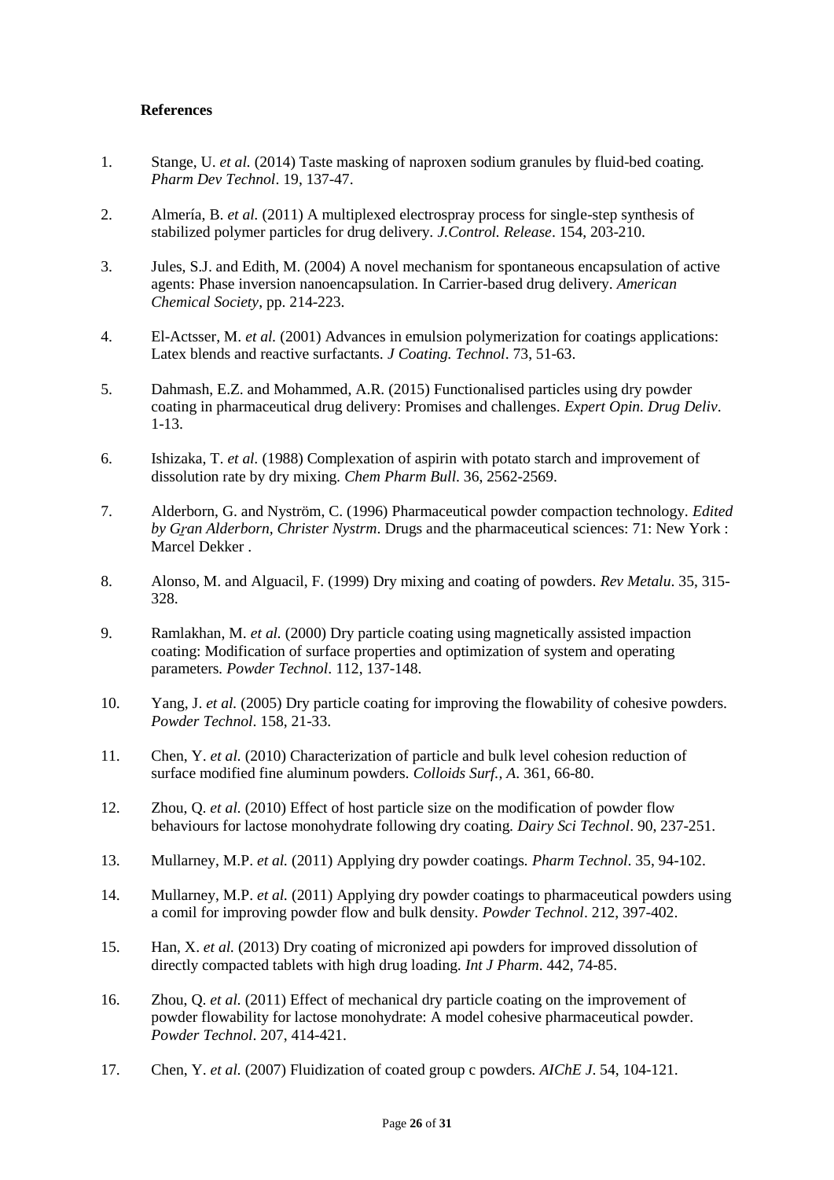**References**

1. Stange, U. *et al.* (2014) Taste masking of naproxen sodium granules by fluid-bed coating. *Pharm Dev Technol*. 19, 137-47.

2. Almería, B. *et al.* (2011) A multiplexed electrospray process for single-step synthesis of stabilized polymer particles for drug delivery. *J.Control. Release*. 154, 203-210.

3. Jules, S.J. and Edith, M. (2004) A novel mechanism for spontaneous encapsulation of active agents: Phase inversion nanoencapsulation. In Carrier-based drug delivery. *American Chemical Society*, pp. 214-223.

4. El-Actsser, M. *et al.* (2001) Advances in emulsion polymerization for coatings applications: Latex blends and reactive surfactants. *J Coating. Technol*. 73, 51-63.

5. Dahmash, E.Z. and Mohammed, A.R. (2015) Functionalised particles using dry powder coating in pharmaceutical drug delivery: Promises and challenges. *Expert Opin. Drug Deliv*. 1-13.

6. Ishizaka, T. *et al.* (1988) Complexation of aspirin with potato starch and improvement of dissolution rate by dry mixing. *Chem Pharm Bull*. 36, 2562-2569.

7. Alderborn, G. and Nyström, C. (1996) Pharmaceutical powder compaction technology. *Edited by Gran Alderborn, Christer Nystrm*. Drugs and the pharmaceutical sciences: 71: New York : Marcel Dekker .

8. Alonso, M. and Alguacil, F. (1999) Dry mixing and coating of powders. *Rev Metalu*. 35, 315-328.

9. Ramlakhan, M. *et al.* (2000) Dry particle coating using magnetically assisted impaction coating: Modification of surface properties and optimization of system and operating parameters. *Powder Technol*. 112, 137-148.

10. Yang, J. *et al.* (2005) Dry particle coating for improving the flowability of cohesive powders. *Powder Technol*. 158, 21-33.

11. Chen, Y. *et al.* (2010) Characterization of particle and bulk level cohesion reduction of surface modified fine aluminum powders. *Colloids Surf., A*. 361, 66-80.

12. Zhou, Q. *et al.* (2010) Effect of host particle size on the modification of powder flow behaviours for lactose monohydrate following dry coating. *Dairy Sci Technol*. 90, 237-251.

13. Mullarney, M.P. *et al.* (2011) Applying dry powder coatings. *Pharm Technol*. 35, 94-102.

14. Mullarney, M.P. *et al.* (2011) Applying dry powder coatings to pharmaceutical powders using a comil for improving powder flow and bulk density. *Powder Technol*. 212, 397-402.

15. Han, X. *et al.* (2013) Dry coating of micronized api powders for improved dissolution of directly compacted tablets with high drug loading. *Int J Pharm*. 442, 74-85.

16. Zhou, Q. *et al.* (2011) Effect of mechanical dry particle coating on the improvement of powder flowability for lactose monohydrate: A model cohesive pharmaceutical powder. *Powder Technol*. 207, 414-421.

17. Chen, Y. *et al.* (2007) Fluidization of coated group c powders. *AIChE J*. 54, 104-121.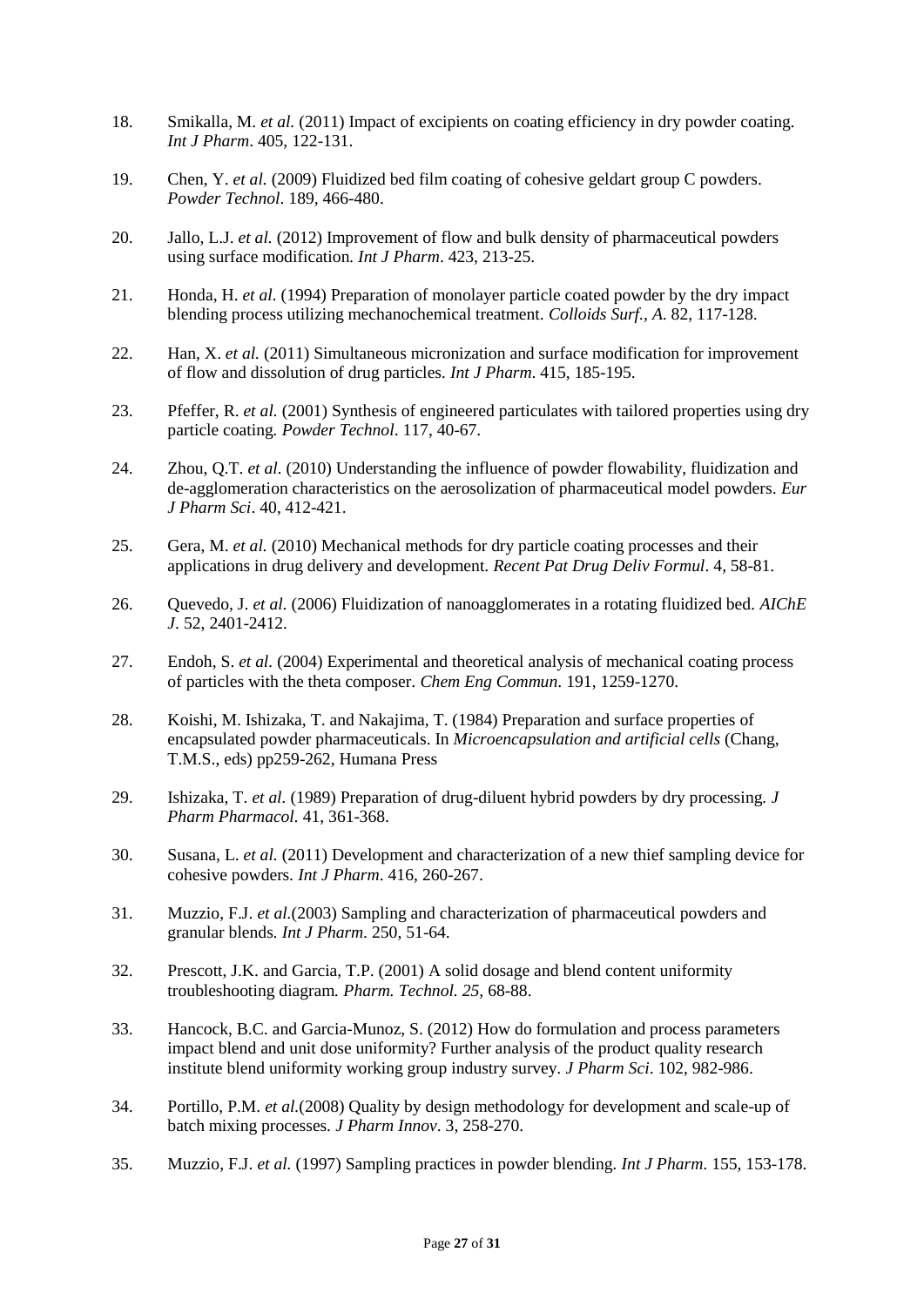18. Smikalla, M. *et al.* (2011) Impact of excipients on coating efficiency in dry powder coating. *Int J Pharm*. 405, 122-131.

19. Chen, Y. *et al.* (2009) Fluidized bed film coating of cohesive geldart group C powders. *Powder Technol*. 189, 466-480.

20. Jallo, L.J. *et al.* (2012) Improvement of flow and bulk density of pharmaceutical powders using surface modification. *Int J Pharm*. 423, 213-25.

21. Honda, H. *et al.* (1994) Preparation of monolayer particle coated powder by the dry impact blending process utilizing mechanochemical treatment. *Colloids Surf., A*. 82, 117-128.

22. Han, X. *et al.* (2011) Simultaneous micronization and surface modification for improvement of flow and dissolution of drug particles. *Int J Pharm*. 415, 185-195.

23. Pfeffer, R. *et al.* (2001) Synthesis of engineered particulates with tailored properties using dry particle coating. *Powder Technol*. 117, 40-67.

24. Zhou, Q.T. *et al.* (2010) Understanding the influence of powder flowability, fluidization and de-agglomeration characteristics on the aerosolization of pharmaceutical model powders. *Eur J Pharm Sci*. 40, 412-421.

25. Gera, M. *et al.* (2010) Mechanical methods for dry particle coating processes and their applications in drug delivery and development. *Recent Pat Drug Deliv Formul*. 4, 58-81.

26. Quevedo, J. *et al.* (2006) Fluidization of nanoagglomerates in a rotating fluidized bed. *AIChE J*. 52, 2401-2412.

27. Endoh, S. *et al.* (2004) Experimental and theoretical analysis of mechanical coating process of particles with the theta composer. *Chem Eng Commun*. 191, 1259-1270.

28. Koishi, M. Ishizaka, T. and Nakajima, T. (1984) Preparation and surface properties of encapsulated powder pharmaceuticals. In *Microencapsulation and artificial cells* (Chang, T.M.S., eds) pp259-262, Humana Press

29. Ishizaka, T. *et al.* (1989) Preparation of drug-diluent hybrid powders by dry processing. *J Pharm Pharmacol*. 41, 361-368.

30. Susana, L. *et al.* (2011) Development and characterization of a new thief sampling device for cohesive powders. *Int J Pharm*. 416, 260-267.

31. Muzzio, F.J. *et al.*(2003) Sampling and characterization of pharmaceutical powders and granular blends. *Int J Pharm*. 250, 51-64.

32. Prescott, J.K. and Garcia, T.P. (2001) A solid dosage and blend content uniformity troubleshooting diagram. *Pharm. Technol. 25,* 68-88.

33. Hancock, B.C. and Garcia-Munoz, S. (2012) How do formulation and process parameters impact blend and unit dose uniformity? Further analysis of the product quality research institute blend uniformity working group industry survey. *J Pharm Sci*. 102, 982-986.

34. Portillo, P.M. *et al.*(2008) Quality by design methodology for development and scale-up of batch mixing processes. *J Pharm Innov*. 3, 258-270.

35. Muzzio, F.J. *et al.* (1997) Sampling practices in powder blending. *Int J Pharm*. 155, 153-178.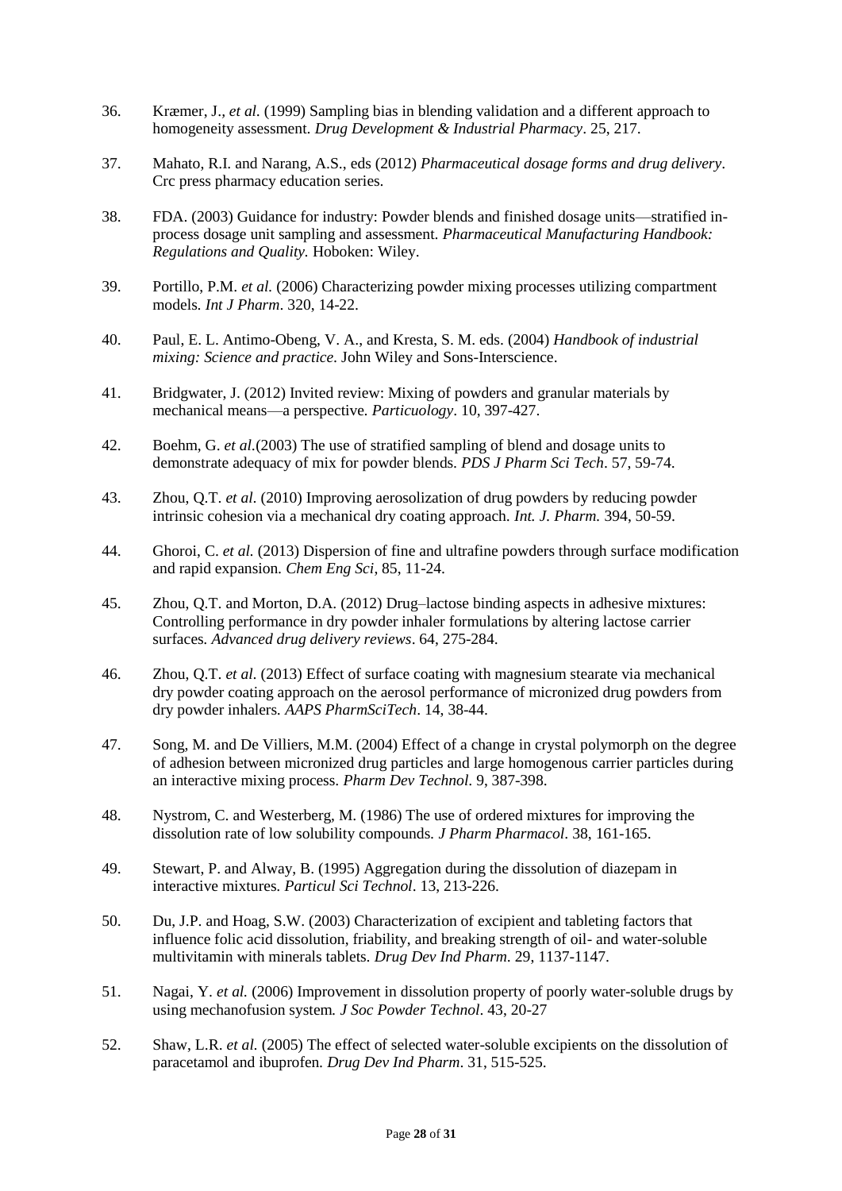36. Kræmer, J., *et al.* (1999) Sampling bias in blending validation and a different approach to homogeneity assessment. *Drug Development & Industrial Pharmacy*. 25, 217.

37. Mahato, R.I. and Narang, A.S., eds (2012) *Pharmaceutical dosage forms and drug delivery*. Crc press pharmacy education series.

38. FDA. (2003) Guidance for industry: Powder blends and finished dosage units—stratified in-process dosage unit sampling and assessment. *Pharmaceutical Manufacturing Handbook: Regulations and Quality.* Hoboken: Wiley.

39. Portillo, P.M. *et al.* (2006) Characterizing powder mixing processes utilizing compartment models*. Int J Pharm*. 320, 14-22.

40. Paul, E. L. Antimo-Obeng, V. A., and Kresta, S. M. eds. (2004) *Handbook of industrial mixing: Science and practice*. John Wiley and Sons-Interscience.

41. Bridgwater, J. (2012) Invited review: Mixing of powders and granular materials by mechanical means—a perspective*. Particuology*. 10, 397-427.

42. Boehm, G. *et al.*(2003) The use of stratified sampling of blend and dosage units to demonstrate adequacy of mix for powder blends*. PDS J Pharm Sci Tech*. 57, 59-74.

43. Zhou, Q.T. *et al.* (2010) Improving aerosolization of drug powders by reducing powder intrinsic cohesion via a mechanical dry coating approach. *Int. J. Pharm.* 394, 50-59.

44. Ghoroi, C. *et al.* (2013) Dispersion of fine and ultrafine powders through surface modification and rapid expansion*. Chem Eng Sci*, 85, 11-24.

45. Zhou, Q.T. and Morton, D.A. (2012) Drug–lactose binding aspects in adhesive mixtures: Controlling performance in dry powder inhaler formulations by altering lactose carrier surfaces*. Advanced drug delivery reviews*. 64, 275-284.

46. Zhou, Q.T. *et al.* (2013) Effect of surface coating with magnesium stearate via mechanical dry powder coating approach on the aerosol performance of micronized drug powders from dry powder inhalers*. AAPS PharmSciTech*. 14, 38-44.

47. Song, M. and De Villiers, M.M. (2004) Effect of a change in crystal polymorph on the degree of adhesion between micronized drug particles and large homogenous carrier particles during an interactive mixing process*. Pharm Dev Technol*. 9, 387-398.

48. Nystrom, C. and Westerberg, M. (1986) The use of ordered mixtures for improving the dissolution rate of low solubility compounds*. J Pharm Pharmacol*. 38, 161-165.

49. Stewart, P. and Alway, B. (1995) Aggregation during the dissolution of diazepam in interactive mixtures*. Particul Sci Technol*. 13, 213-226.

50. Du, J.P. and Hoag, S.W. (2003) Characterization of excipient and tableting factors that influence folic acid dissolution, friability, and breaking strength of oil- and water-soluble multivitamin with minerals tablets*. Drug Dev Ind Pharm*. 29, 1137-1147.

51. Nagai, Y. *et al.* (2006) Improvement in dissolution property of poorly water-soluble drugs by using mechanofusion system*. J Soc Powder Technol*. 43, 20-27

52. Shaw, L.R. *et al.* (2005) The effect of selected water-soluble excipients on the dissolution of paracetamol and ibuprofen*. Drug Dev Ind Pharm*. 31, 515-525.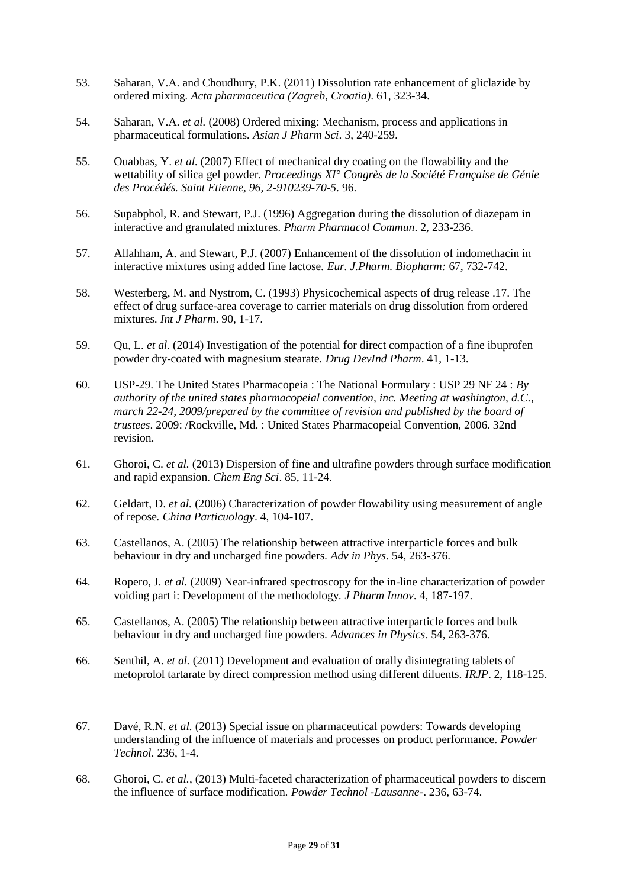53. Saharan, V.A. and Choudhury, P.K. (2011) Dissolution rate enhancement of gliclazide by ordered mixing. *Acta pharmaceutica (Zagreb, Croatia)*. 61, 323-34.

54. Saharan, V.A. *et al.* (2008) Ordered mixing: Mechanism, process and applications in pharmaceutical formulations. *Asian J Pharm Sci*. 3, 240-259.

55. Ouabbas, Y. *et al.* (2007) Effect of mechanical dry coating on the flowability and the wettability of silica gel powder. *Proceedings XI° Congrès de la Société Française de Génie des Procédés. Saint Etienne, 96, 2-910239-70-5*. 96.

56. Supabphol, R. and Stewart, P.J. (1996) Aggregation during the dissolution of diazepam in interactive and granulated mixtures. *Pharm Pharmacol Commun*. 2, 233-236.

57. Allahham, A. and Stewart, P.J. (2007) Enhancement of the dissolution of indomethacin in interactive mixtures using added fine lactose. *Eur. J.Pharm. Biopharm:* 67, 732-742.

58. Westerberg, M. and Nystrom, C. (1993) Physicochemical aspects of drug release .17. The effect of drug surface-area coverage to carrier materials on drug dissolution from ordered mixtures. *Int J Pharm*. 90, 1-17.

59. Qu, L. *et al.* (2014) Investigation of the potential for direct compaction of a fine ibuprofen powder dry-coated with magnesium stearate. *Drug DevInd Pharm*. 41, 1-13.

60. USP-29. The United States Pharmacopeia : The National Formulary : USP 29 NF 24 : *By authority of the united states pharmacopeial convention, inc. Meeting at washington, d.C., march 22-24, 2009/prepared by the committee of revision and published by the board of trustees*. 2009: /Rockville, Md. : United States Pharmacopeial Convention, 2006. 32nd revision.

61. Ghoroi, C. *et al.* (2013) Dispersion of fine and ultrafine powders through surface modification and rapid expansion. *Chem Eng Sci*. 85, 11-24.

62. Geldart, D. *et al.* (2006) Characterization of powder flowability using measurement of angle of repose. *China Particuology*. 4, 104-107.

63. Castellanos, A. (2005) The relationship between attractive interparticle forces and bulk behaviour in dry and uncharged fine powders. *Adv in Phys*. 54, 263-376.

64. Ropero, J. *et al.* (2009) Near-infrared spectroscopy for the in-line characterization of powder voiding part i: Development of the methodology. *J Pharm Innov*. 4, 187-197.

65. Castellanos, A. (2005) The relationship between attractive interparticle forces and bulk behaviour in dry and uncharged fine powders. *Advances in Physics*. 54, 263-376.

66. Senthil, A. *et al.* (2011) Development and evaluation of orally disintegrating tablets of metoprolol tartarate by direct compression method using different diluents. *IRJP*. 2, 118-125.

67. Davé, R.N. *et al.* (2013) Special issue on pharmaceutical powders: Towards developing understanding of the influence of materials and processes on product performance. *Powder Technol*. 236, 1-4.

68. Ghoroi, C. *et al.*, (2013) Multi-faceted characterization of pharmaceutical powders to discern the influence of surface modification. *Powder Technol -Lausanne-*. 236, 63-74.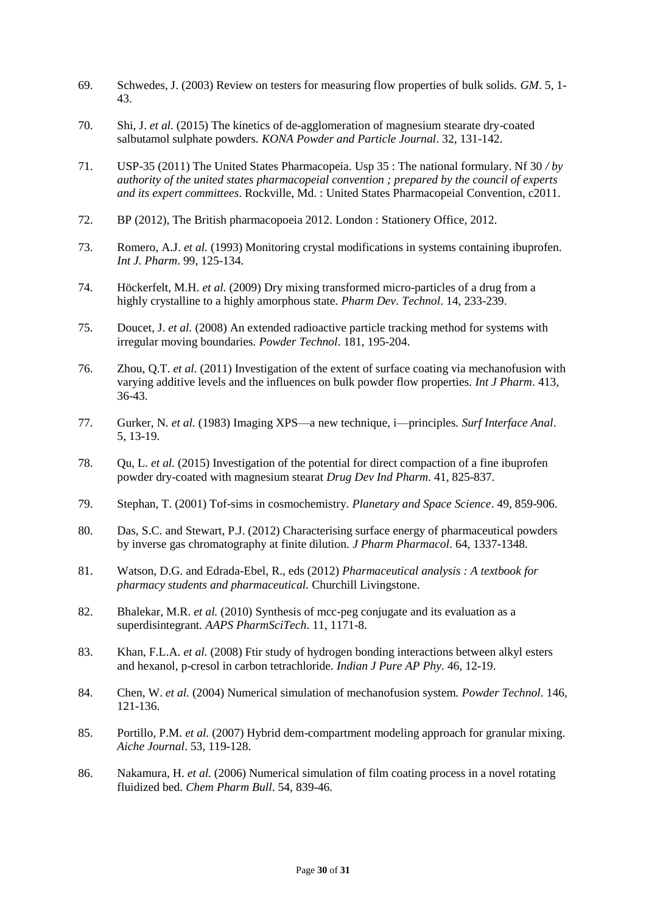69. Schwedes, J. (2003) Review on testers for measuring flow properties of bulk solids. *GM*. 5, 1-43.

70. Shi, J. *et al.* (2015) The kinetics of de-agglomeration of magnesium stearate dry-coated salbutamol sulphate powders. *KONA Powder and Particle Journal*. 32, 131-142.

71. USP-35 (2011) The United States Pharmacopeia. Usp 35 : The national formulary. Nf 30 */ by authority of the united states pharmacopeial convention ; prepared by the council of experts and its expert committees*. Rockville, Md. : United States Pharmacopeial Convention, c2011.

72. BP (2012), The British pharmacopoeia 2012. London : Stationery Office, 2012.

73. Romero, A.J. *et al.* (1993) Monitoring crystal modifications in systems containing ibuprofen. *Int J. Pharm*. 99, 125-134.

74. Höckerfelt, M.H. *et al.* (2009) Dry mixing transformed micro-particles of a drug from a highly crystalline to a highly amorphous state. *Pharm Dev. Technol*. 14, 233-239.

75. Doucet, J. *et al.* (2008) An extended radioactive particle tracking method for systems with irregular moving boundaries. *Powder Technol*. 181, 195-204.

76. Zhou, Q.T. *et al.* (2011) Investigation of the extent of surface coating via mechanofusion with varying additive levels and the influences on bulk powder flow properties. *Int J Pharm*. 413, 36-43.

77. Gurker, N. *et al.* (1983) Imaging XPS—a new technique, i—principles. *Surf Interface Anal*. 5, 13-19.

78. Qu, L. *et al.* (2015) Investigation of the potential for direct compaction of a fine ibuprofen powder dry-coated with magnesium stearat *Drug Dev Ind Pharm*. 41, 825-837.

79. Stephan, T. (2001) Tof-sims in cosmochemistry. *Planetary and Space Science*. 49, 859-906.

80. Das, S.C. and Stewart, P.J. (2012) Characterising surface energy of pharmaceutical powders by inverse gas chromatography at finite dilution. *J Pharm Pharmacol*. 64, 1337-1348.

81. Watson, D.G. and Edrada-Ebel, R., eds (2012) *Pharmaceutical analysis : A textbook for pharmacy students and pharmaceutical.* Churchill Livingstone.

82. Bhalekar, M.R. *et al.* (2010) Synthesis of mcc-peg conjugate and its evaluation as a superdisintegrant. *AAPS PharmSciTech*. 11, 1171-8.

83. Khan, F.L.A. *et al.* (2008) Ftir study of hydrogen bonding interactions between alkyl esters and hexanol, p-cresol in carbon tetrachloride. *Indian J Pure AP Phy*. 46, 12-19.

84. Chen, W. *et al.* (2004) Numerical simulation of mechanofusion system. *Powder Technol*. 146, 121-136.

85. Portillo, P.M. *et al.* (2007) Hybrid dem-compartment modeling approach for granular mixing. *Aiche Journal*. 53, 119-128.

86. Nakamura, H. *et al.* (2006) Numerical simulation of film coating process in a novel rotating fluidized bed. *Chem Pharm Bull*. 54, 839-46.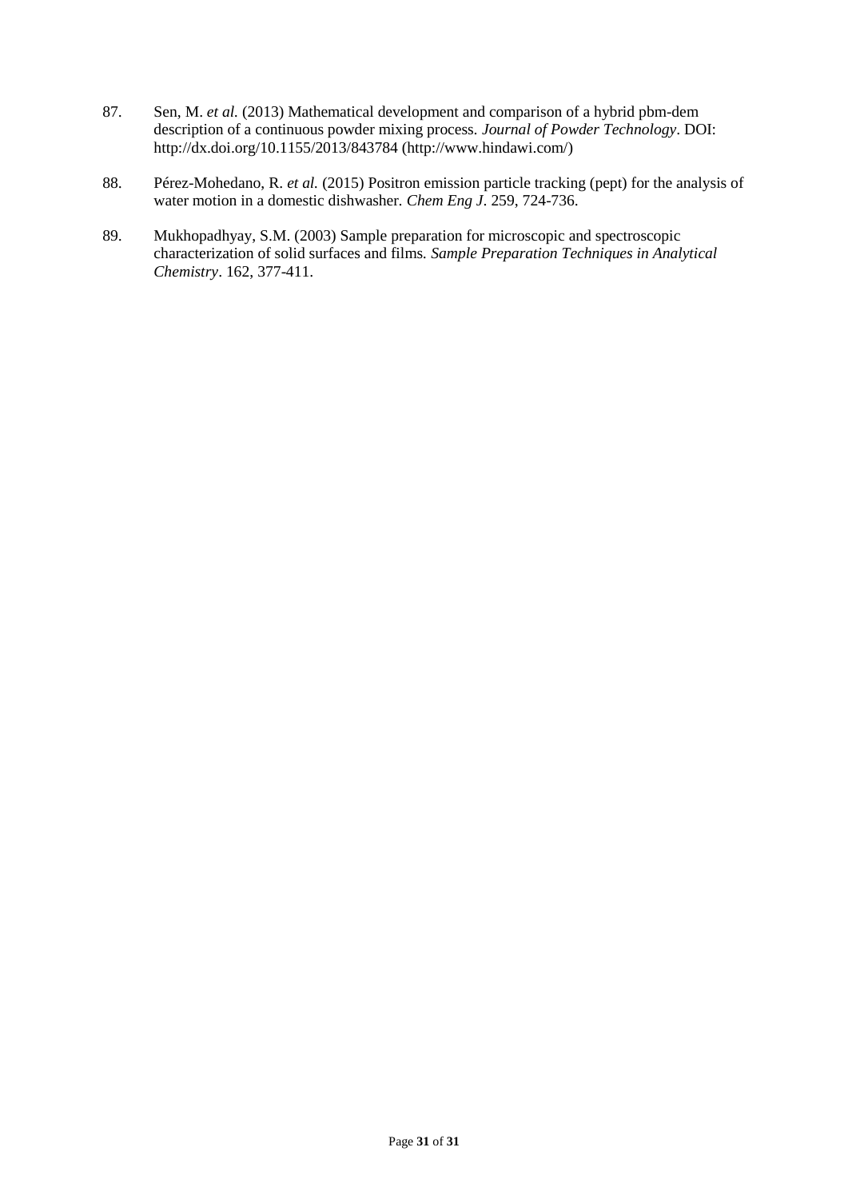87. Sen, M. *et al.* (2013) Mathematical development and comparison of a hybrid pbm-dem description of a continuous powder mixing process. *Journal of Powder Technology*. DOI: http://dx.doi.org/10.1155/2013/843784 (http://www.hindawi.com/)

88. Pérez-Mohedano, R. *et al.* (2015) Positron emission particle tracking (pept) for the analysis of water motion in a domestic dishwasher. *Chem Eng J*. 259, 724-736.

89. Mukhopadhyay, S.M. (2003) Sample preparation for microscopic and spectroscopic characterization of solid surfaces and films. *Sample Preparation Techniques in Analytical Chemistry*. 162, 377-411.